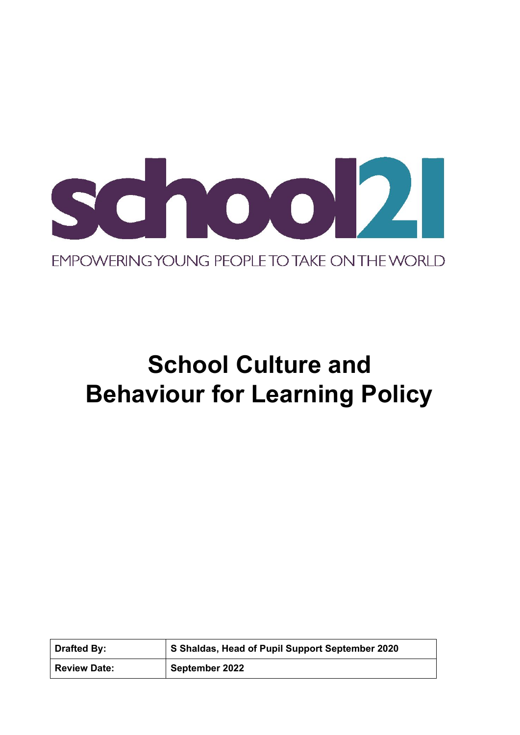school21

EMPOWERING YOUNG PEOPLE TO TAKE ON THE WORLD

# School Culture and Behaviour for Learning Policy

| **Drafted By:** | **S Shaldas, Head of Pupil Support September 2020** |
|---|---|
| **Review Date:** | **September 2022** |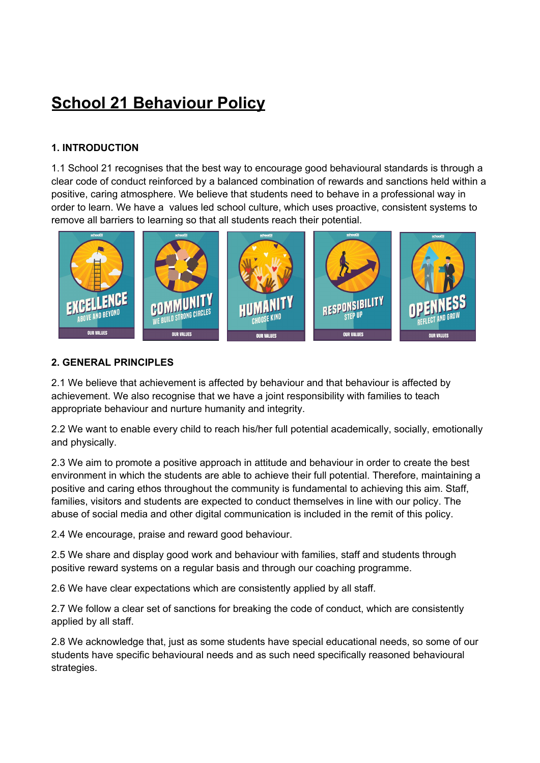# School 21 Behaviour Policy

## 1. INTRODUCTION

1.1 School 21 recognises that the best way to encourage good behavioural standards is through a clear code of conduct reinforced by a balanced combination of rewards and sanctions held within a positive, caring atmosphere. We believe that students need to behave in a professional way in order to learn. We have a values led school culture, which uses proactive, consistent systems to remove all barriers to learning so that all students reach their potential.

## 2. GENERAL PRINCIPLES

2.1 We believe that achievement is affected by behaviour and that behaviour is affected by achievement. We also recognise that we have a joint responsibility with families to teach appropriate behaviour and nurture humanity and integrity.

2.2 We want to enable every child to reach his/her full potential academically, socially, emotionally and physically.

2.3 We aim to promote a positive approach in attitude and behaviour in order to create the best environment in which the students are able to achieve their full potential. Therefore, maintaining a positive and caring ethos throughout the community is fundamental to achieving this aim. Staff, families, visitors and students are expected to conduct themselves in line with our policy. The abuse of social media and other digital communication is included in the remit of this policy.

2.4 We encourage, praise and reward good behaviour.

2.5 We share and display good work and behaviour with families, staff and students through positive reward systems on a regular basis and through our coaching programme.

2.6 We have clear expectations which are consistently applied by all staff.

2.7 We follow a clear set of sanctions for breaking the code of conduct, which are consistently applied by all staff.

2.8 We acknowledge that, just as some students have special educational needs, so some of our students have specific behavioural needs and as such need specifically reasoned behavioural strategies.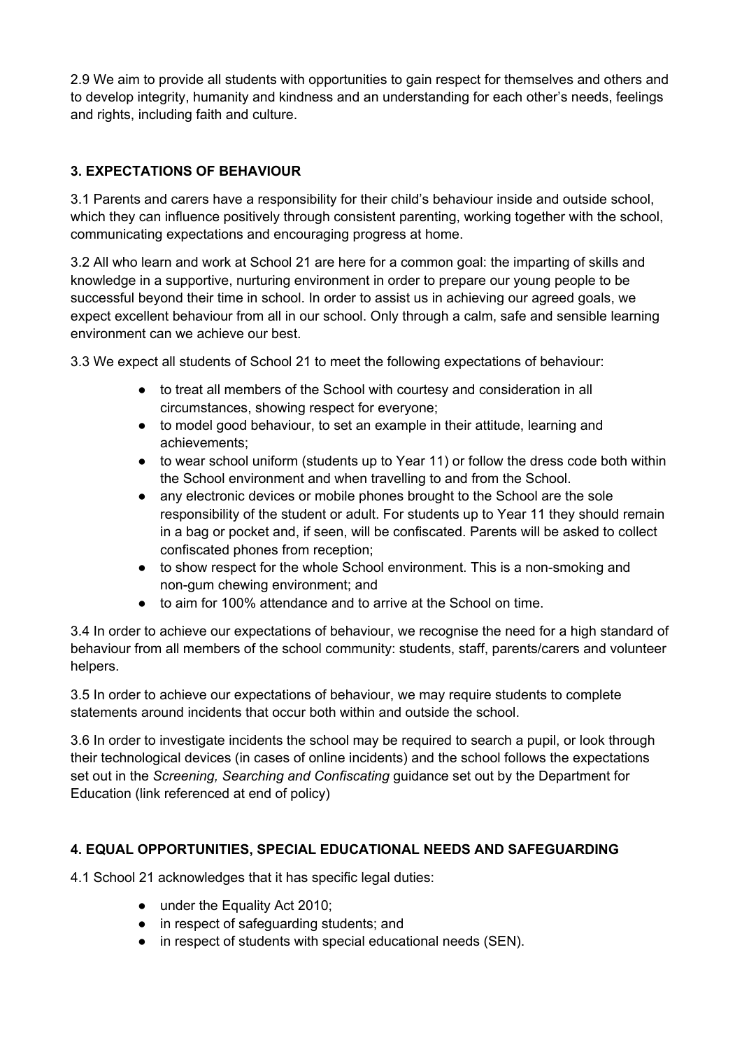2.9 We aim to provide all students with opportunities to gain respect for themselves and others and to develop integrity, humanity and kindness and an understanding for each other's needs, feelings and rights, including faith and culture.

## 3. EXPECTATIONS OF BEHAVIOUR

3.1 Parents and carers have a responsibility for their child's behaviour inside and outside school, which they can influence positively through consistent parenting, working together with the school, communicating expectations and encouraging progress at home.

3.2 All who learn and work at School 21 are here for a common goal: the imparting of skills and knowledge in a supportive, nurturing environment in order to prepare our young people to be successful beyond their time in school. In order to assist us in achieving our agreed goals, we expect excellent behaviour from all in our school. Only through a calm, safe and sensible learning environment can we achieve our best.

3.3 We expect all students of School 21 to meet the following expectations of behaviour:

- to treat all members of the School with courtesy and consideration in all circumstances, showing respect for everyone;
- to model good behaviour, to set an example in their attitude, learning and achievements;
- to wear school uniform (students up to Year 11) or follow the dress code both within the School environment and when travelling to and from the School.
- any electronic devices or mobile phones brought to the School are the sole responsibility of the student or adult. For students up to Year 11 they should remain in a bag or pocket and, if seen, will be confiscated. Parents will be asked to collect confiscated phones from reception;
- to show respect for the whole School environment. This is a non-smoking and non-gum chewing environment; and
- to aim for 100% attendance and to arrive at the School on time.

3.4 In order to achieve our expectations of behaviour, we recognise the need for a high standard of behaviour from all members of the school community: students, staff, parents/carers and volunteer helpers.

3.5 In order to achieve our expectations of behaviour, we may require students to complete statements around incidents that occur both within and outside the school.

3.6 In order to investigate incidents the school may be required to search a pupil, or look through their technological devices (in cases of online incidents) and the school follows the expectations set out in the *Screening, Searching and Confiscating* guidance set out by the Department for Education (link referenced at end of policy)

## 4. EQUAL OPPORTUNITIES, SPECIAL EDUCATIONAL NEEDS AND SAFEGUARDING

4.1 School 21 acknowledges that it has specific legal duties:

- under the Equality Act 2010;
- in respect of safeguarding students; and
- in respect of students with special educational needs (SEN).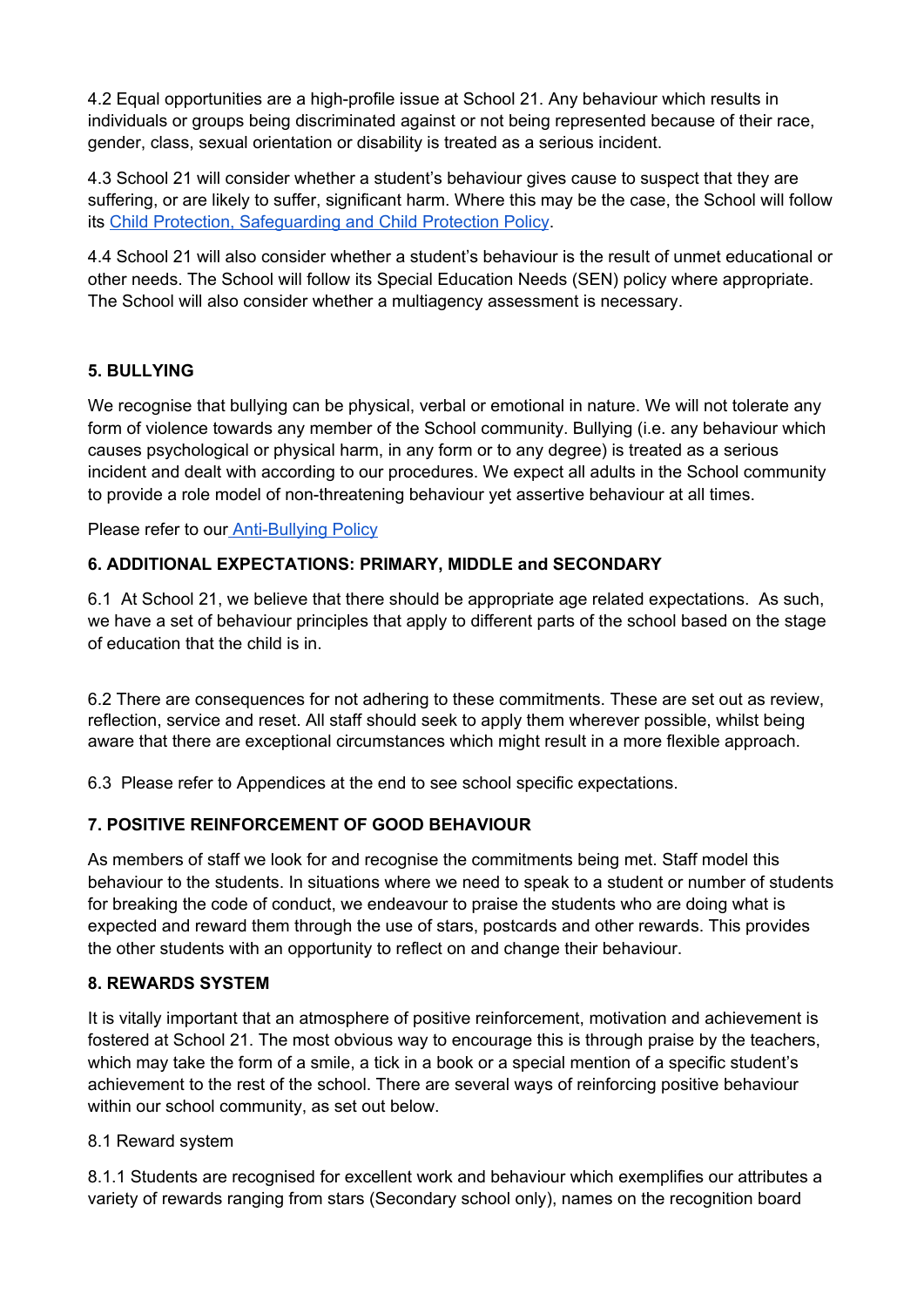4.2 Equal opportunities are a high-profile issue at School 21. Any behaviour which results in individuals or groups being discriminated against or not being represented because of their race, gender, class, sexual orientation or disability is treated as a serious incident.

4.3 School 21 will consider whether a student's behaviour gives cause to suspect that they are suffering, or are likely to suffer, significant harm. Where this may be the case, the School will follow its [Child Protection, Safeguarding and Child Protection Policy](#).

4.4 School 21 will also consider whether a student's behaviour is the result of unmet educational or other needs. The School will follow its Special Education Needs (SEN) policy where appropriate. The School will also consider whether a multiagency assessment is necessary.

### 5. BULLYING

We recognise that bullying can be physical, verbal or emotional in nature. We will not tolerate any form of violence towards any member of the School community. Bullying (i.e. any behaviour which causes psychological or physical harm, in any form or to any degree) is treated as a serious incident and dealt with according to our procedures. We expect all adults in the School community to provide a role model of non-threatening behaviour yet assertive behaviour at all times.

Please refer to our [Anti-Bullying Policy](#)

### 6. ADDITIONAL EXPECTATIONS: PRIMARY, MIDDLE and SECONDARY

6.1 At School 21, we believe that there should be appropriate age related expectations. As such, we have a set of behaviour principles that apply to different parts of the school based on the stage of education that the child is in.

6.2 There are consequences for not adhering to these commitments. These are set out as review, reflection, service and reset. All staff should seek to apply them wherever possible, whilst being aware that there are exceptional circumstances which might result in a more flexible approach.

6.3 Please refer to Appendices at the end to see school specific expectations.

### 7. POSITIVE REINFORCEMENT OF GOOD BEHAVIOUR

As members of staff we look for and recognise the commitments being met. Staff model this behaviour to the students. In situations where we need to speak to a student or number of students for breaking the code of conduct, we endeavour to praise the students who are doing what is expected and reward them through the use of stars, postcards and other rewards. This provides the other students with an opportunity to reflect on and change their behaviour.

### 8. REWARDS SYSTEM

It is vitally important that an atmosphere of positive reinforcement, motivation and achievement is fostered at School 21. The most obvious way to encourage this is through praise by the teachers, which may take the form of a smile, a tick in a book or a special mention of a specific student's achievement to the rest of the school. There are several ways of reinforcing positive behaviour within our school community, as set out below.

8.1 Reward system

8.1.1 Students are recognised for excellent work and behaviour which exemplifies our attributes a variety of rewards ranging from stars (Secondary school only), names on the recognition board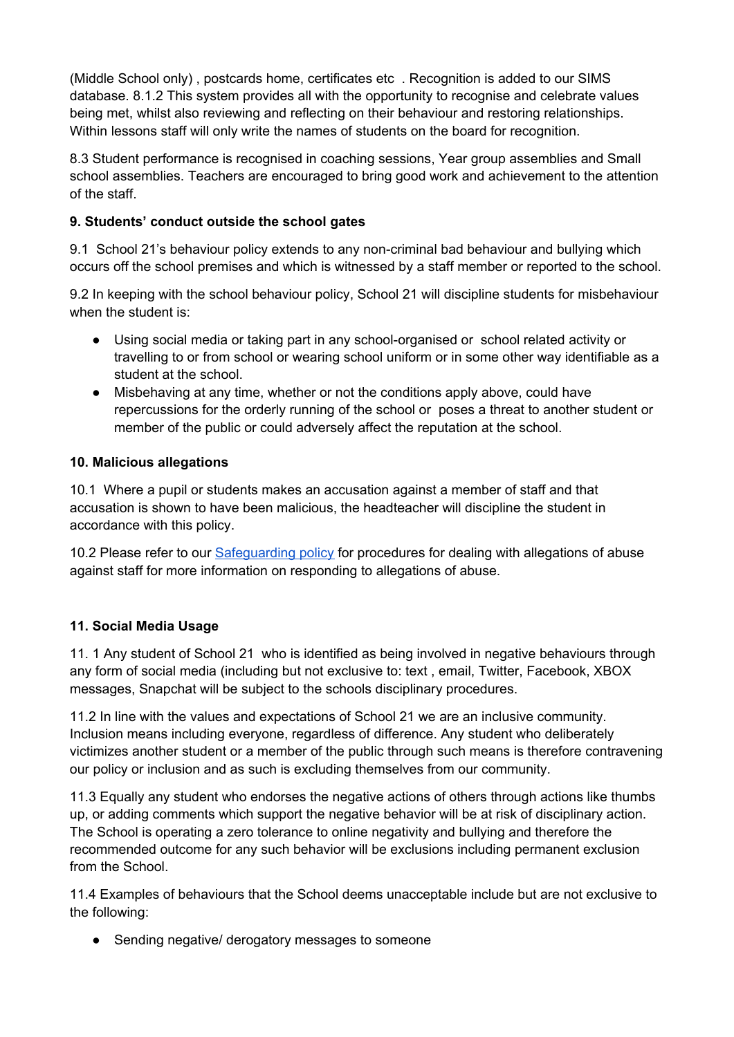(Middle School only) , postcards home, certificates etc . Recognition is added to our SIMS database. 8.1.2 This system provides all with the opportunity to recognise and celebrate values being met, whilst also reviewing and reflecting on their behaviour and restoring relationships. Within lessons staff will only write the names of students on the board for recognition.

8.3 Student performance is recognised in coaching sessions, Year group assemblies and Small school assemblies. Teachers are encouraged to bring good work and achievement to the attention of the staff.

**9. Students' conduct outside the school gates**

9.1 School 21's behaviour policy extends to any non-criminal bad behaviour and bullying which occurs off the school premises and which is witnessed by a staff member or reported to the school.

9.2 In keeping with the school behaviour policy, School 21 will discipline students for misbehaviour when the student is:

- Using social media or taking part in any school-organised or school related activity or travelling to or from school or wearing school uniform or in some other way identifiable as a student at the school.
- Misbehaving at any time, whether or not the conditions apply above, could have repercussions for the orderly running of the school or poses a threat to another student or member of the public or could adversely affect the reputation at the school.

**10. Malicious allegations**

10.1 Where a pupil or students makes an accusation against a member of staff and that accusation is shown to have been malicious, the headteacher will discipline the student in accordance with this policy.

10.2 Please refer to our Safeguarding policy for procedures for dealing with allegations of abuse against staff for more information on responding to allegations of abuse.

**11. Social Media Usage**

11. 1 Any student of School 21 who is identified as being involved in negative behaviours through any form of social media (including but not exclusive to: text , email, Twitter, Facebook, XBOX messages, Snapchat will be subject to the schools disciplinary procedures.

11.2 In line with the values and expectations of School 21 we are an inclusive community. Inclusion means including everyone, regardless of difference. Any student who deliberately victimizes another student or a member of the public through such means is therefore contravening our policy or inclusion and as such is excluding themselves from our community.

11.3 Equally any student who endorses the negative actions of others through actions like thumbs up, or adding comments which support the negative behavior will be at risk of disciplinary action. The School is operating a zero tolerance to online negativity and bullying and therefore the recommended outcome for any such behavior will be exclusions including permanent exclusion from the School.

11.4 Examples of behaviours that the School deems unacceptable include but are not exclusive to the following:

- Sending negative/ derogatory messages to someone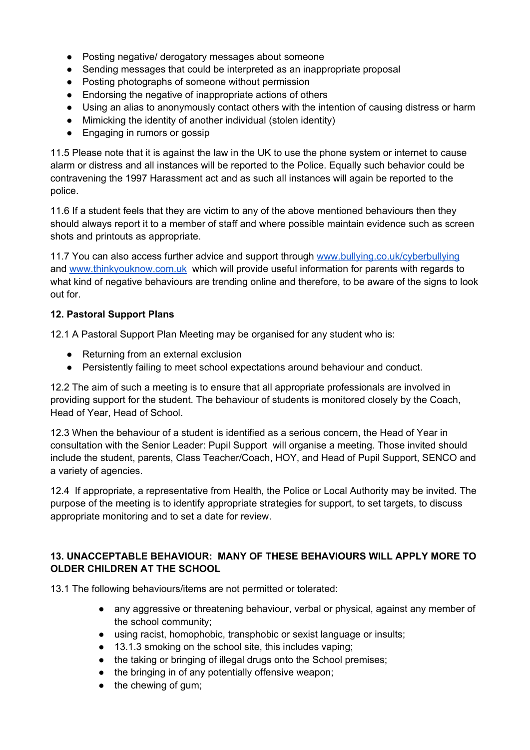- Posting negative/ derogatory messages about someone
- Sending messages that could be interpreted as an inappropriate proposal
- Posting photographs of someone without permission
- Endorsing the negative of inappropriate actions of others
- Using an alias to anonymously contact others with the intention of causing distress or harm
- Mimicking the identity of another individual (stolen identity)
- Engaging in rumors or gossip

11.5 Please note that it is against the law in the UK to use the phone system or internet to cause alarm or distress and all instances will be reported to the Police. Equally such behavior could be contravening the 1997 Harassment act and as such all instances will again be reported to the police.

11.6 If a student feels that they are victim to any of the above mentioned behaviours then they should always report it to a member of staff and where possible maintain evidence such as screen shots and printouts as appropriate.

11.7 You can also access further advice and support through [www.bullying.co.uk/cyberbullying](http://www.bullying.co.uk/cyberbullying) and [www.thinkyouknow.com.uk](http://www.thinkyouknow.com.uk) which will provide useful information for parents with regards to what kind of negative behaviours are trending online and therefore, to be aware of the signs to look out for.

**12. Pastoral Support Plans**

12.1 A Pastoral Support Plan Meeting may be organised for any student who is:

- Returning from an external exclusion
- Persistently failing to meet school expectations around behaviour and conduct.

12.2 The aim of such a meeting is to ensure that all appropriate professionals are involved in providing support for the student. The behaviour of students is monitored closely by the Coach, Head of Year, Head of School.

12.3 When the behaviour of a student is identified as a serious concern, the Head of Year in consultation with the Senior Leader: Pupil Support will organise a meeting. Those invited should include the student, parents, Class Teacher/Coach, HOY, and Head of Pupil Support, SENCO and a variety of agencies.

12.4 If appropriate, a representative from Health, the Police or Local Authority may be invited. The purpose of the meeting is to identify appropriate strategies for support, to set targets, to discuss appropriate monitoring and to set a date for review.

**13. UNACCEPTABLE BEHAVIOUR: MANY OF THESE BEHAVIOURS WILL APPLY MORE TO OLDER CHILDREN AT THE SCHOOL**

13.1 The following behaviours/items are not permitted or tolerated:

- any aggressive or threatening behaviour, verbal or physical, against any member of the school community;
- using racist, homophobic, transphobic or sexist language or insults;
- 13.1.3 smoking on the school site, this includes vaping;
- the taking or bringing of illegal drugs onto the School premises;
- the bringing in of any potentially offensive weapon;
- the chewing of gum;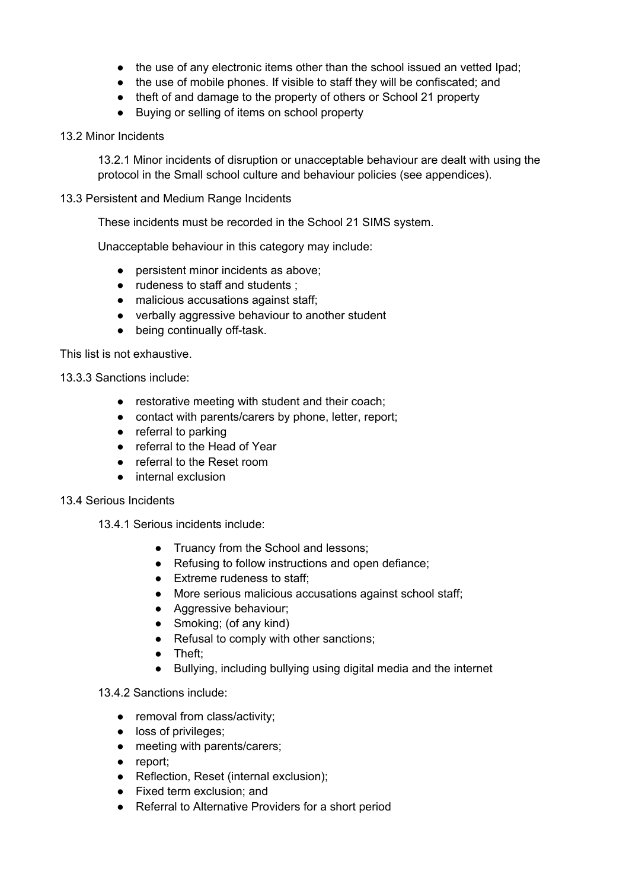- the use of any electronic items other than the school issued an vetted Ipad;
- the use of mobile phones. If visible to staff they will be confiscated; and
- theft of and damage to the property of others or School 21 property
- Buying or selling of items on school property

13.2 Minor Incidents

13.2.1 Minor incidents of disruption or unacceptable behaviour are dealt with using the protocol in the Small school culture and behaviour policies (see appendices).

13.3 Persistent and Medium Range Incidents

These incidents must be recorded in the School 21 SIMS system.

Unacceptable behaviour in this category may include:

- persistent minor incidents as above;
- rudeness to staff and students ;
- malicious accusations against staff;
- verbally aggressive behaviour to another student
- being continually off-task.

This list is not exhaustive.

13.3.3 Sanctions include:

- restorative meeting with student and their coach;
- contact with parents/carers by phone, letter, report;
- referral to parking
- referral to the Head of Year
- referral to the Reset room
- internal exclusion

13.4 Serious Incidents

13.4.1 Serious incidents include:

- Truancy from the School and lessons;
- Refusing to follow instructions and open defiance;
- Extreme rudeness to staff;
- More serious malicious accusations against school staff;
- Aggressive behaviour;
- Smoking; (of any kind)
- Refusal to comply with other sanctions;
- Theft;
- Bullying, including bullying using digital media and the internet

13.4.2 Sanctions include:

- removal from class/activity;
- loss of privileges;
- meeting with parents/carers;
- report;
- Reflection, Reset (internal exclusion);
- Fixed term exclusion; and
- Referral to Alternative Providers for a short period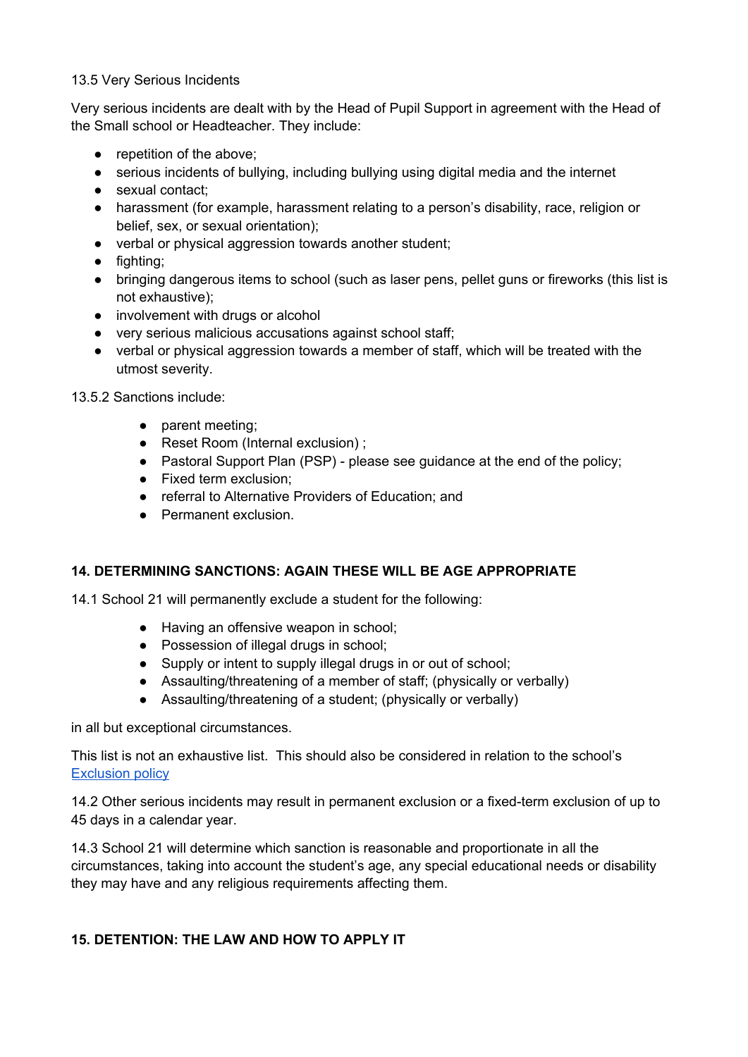13.5 Very Serious Incidents

Very serious incidents are dealt with by the Head of Pupil Support in agreement with the Head of the Small school or Headteacher. They include:

- repetition of the above;
- serious incidents of bullying, including bullying using digital media and the internet
- sexual contact;
- harassment (for example, harassment relating to a person's disability, race, religion or belief, sex, or sexual orientation);
- verbal or physical aggression towards another student;
- fighting;
- bringing dangerous items to school (such as laser pens, pellet guns or fireworks (this list is not exhaustive);
- involvement with drugs or alcohol
- very serious malicious accusations against school staff;
- verbal or physical aggression towards a member of staff, which will be treated with the utmost severity.

13.5.2 Sanctions include:

- parent meeting;
- Reset Room (Internal exclusion) ;
- Pastoral Support Plan (PSP) - please see guidance at the end of the policy;
- Fixed term exclusion;
- referral to Alternative Providers of Education; and
- Permanent exclusion.

## 14. DETERMINING SANCTIONS: AGAIN THESE WILL BE AGE APPROPRIATE

14.1 School 21 will permanently exclude a student for the following:

- Having an offensive weapon in school;
- Possession of illegal drugs in school;
- Supply or intent to supply illegal drugs in or out of school;
- Assaulting/threatening of a member of staff; (physically or verbally)
- Assaulting/threatening of a student; (physically or verbally)

in all but exceptional circumstances.

This list is not an exhaustive list. This should also be considered in relation to the school's Exclusion policy

14.2 Other serious incidents may result in permanent exclusion or a fixed-term exclusion of up to 45 days in a calendar year.

14.3 School 21 will determine which sanction is reasonable and proportionate in all the circumstances, taking into account the student's age, any special educational needs or disability they may have and any religious requirements affecting them.

## 15. DETENTION: THE LAW AND HOW TO APPLY IT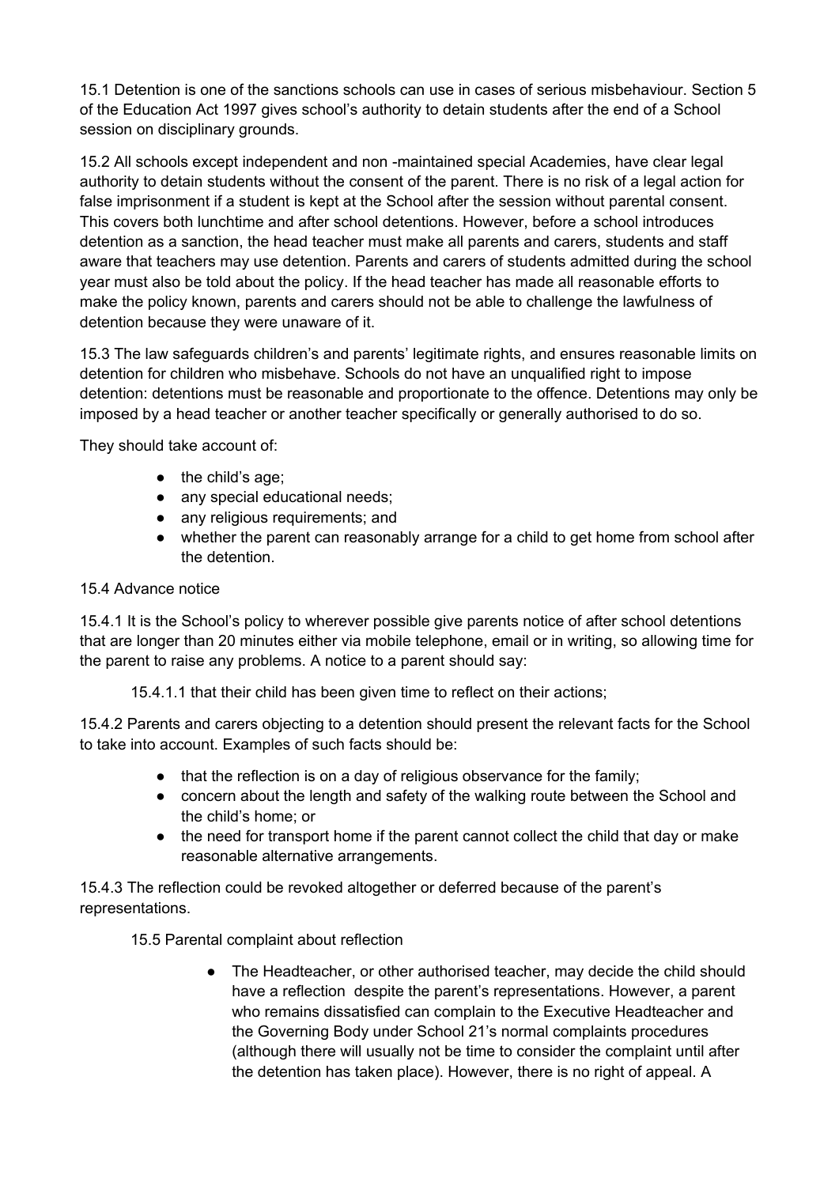15.1 Detention is one of the sanctions schools can use in cases of serious misbehaviour. Section 5 of the Education Act 1997 gives school's authority to detain students after the end of a School session on disciplinary grounds.

15.2 All schools except independent and non -maintained special Academies, have clear legal authority to detain students without the consent of the parent. There is no risk of a legal action for false imprisonment if a student is kept at the School after the session without parental consent. This covers both lunchtime and after school detentions. However, before a school introduces detention as a sanction, the head teacher must make all parents and carers, students and staff aware that teachers may use detention. Parents and carers of students admitted during the school year must also be told about the policy. If the head teacher has made all reasonable efforts to make the policy known, parents and carers should not be able to challenge the lawfulness of detention because they were unaware of it.

15.3 The law safeguards children's and parents' legitimate rights, and ensures reasonable limits on detention for children who misbehave. Schools do not have an unqualified right to impose detention: detentions must be reasonable and proportionate to the offence. Detentions may only be imposed by a head teacher or another teacher specifically or generally authorised to do so.

They should take account of:

- the child's age;
- any special educational needs;
- any religious requirements; and
- whether the parent can reasonably arrange for a child to get home from school after the detention.

15.4 Advance notice

15.4.1 It is the School's policy to wherever possible give parents notice of after school detentions that are longer than 20 minutes either via mobile telephone, email or in writing, so allowing time for the parent to raise any problems. A notice to a parent should say:

15.4.1.1 that their child has been given time to reflect on their actions;

15.4.2 Parents and carers objecting to a detention should present the relevant facts for the School to take into account. Examples of such facts should be:

- that the reflection is on a day of religious observance for the family;
- concern about the length and safety of the walking route between the School and the child's home; or
- the need for transport home if the parent cannot collect the child that day or make reasonable alternative arrangements.

15.4.3 The reflection could be revoked altogether or deferred because of the parent's representations.

15.5 Parental complaint about reflection

- The Headteacher, or other authorised teacher, may decide the child should have a reflection despite the parent's representations. However, a parent who remains dissatisfied can complain to the Executive Headteacher and the Governing Body under School 21's normal complaints procedures (although there will usually not be time to consider the complaint until after the detention has taken place). However, there is no right of appeal. A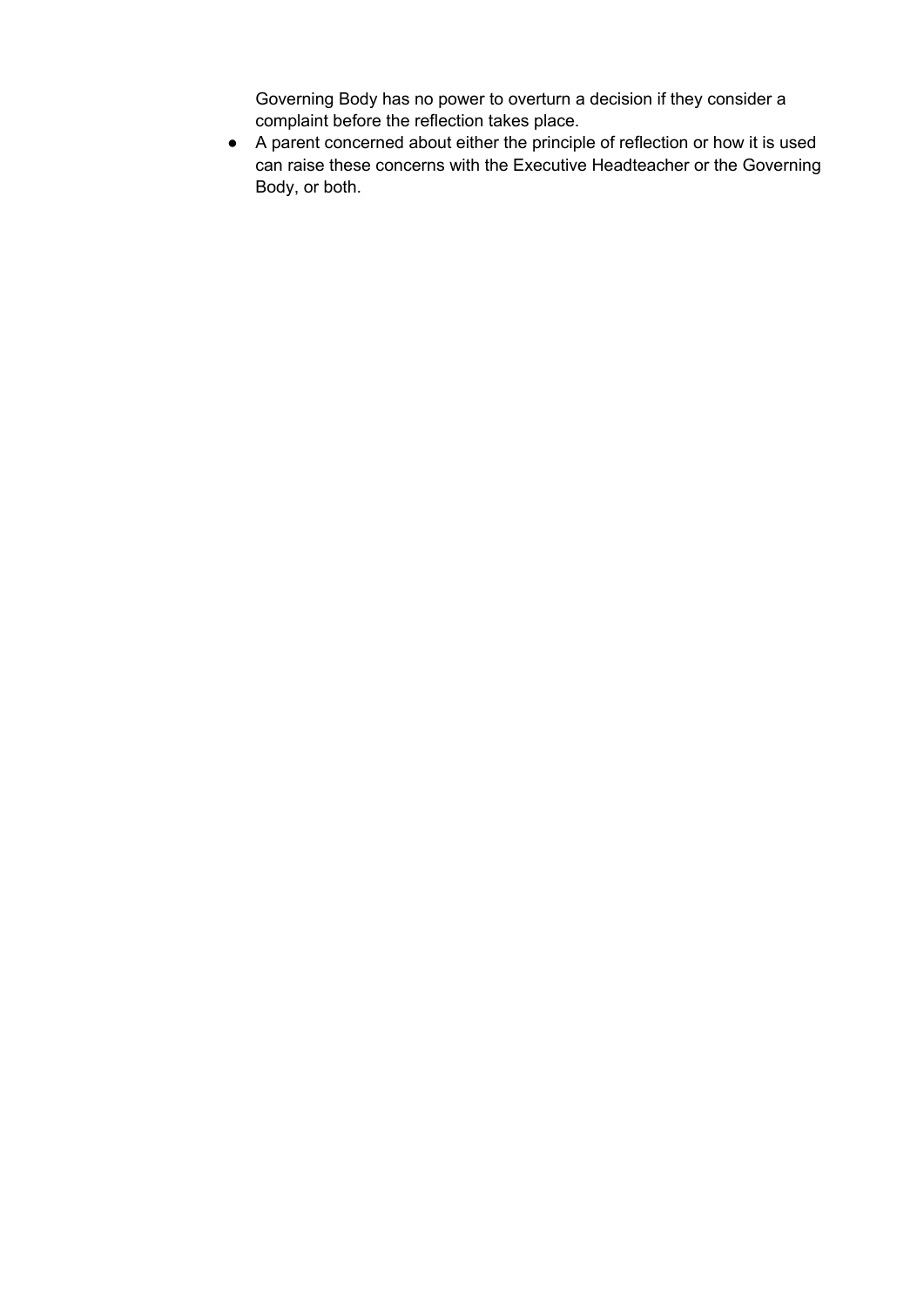Governing Body has no power to overturn a decision if they consider a complaint before the reflection takes place.

- A parent concerned about either the principle of reflection or how it is used can raise these concerns with the Executive Headteacher or the Governing Body, or both.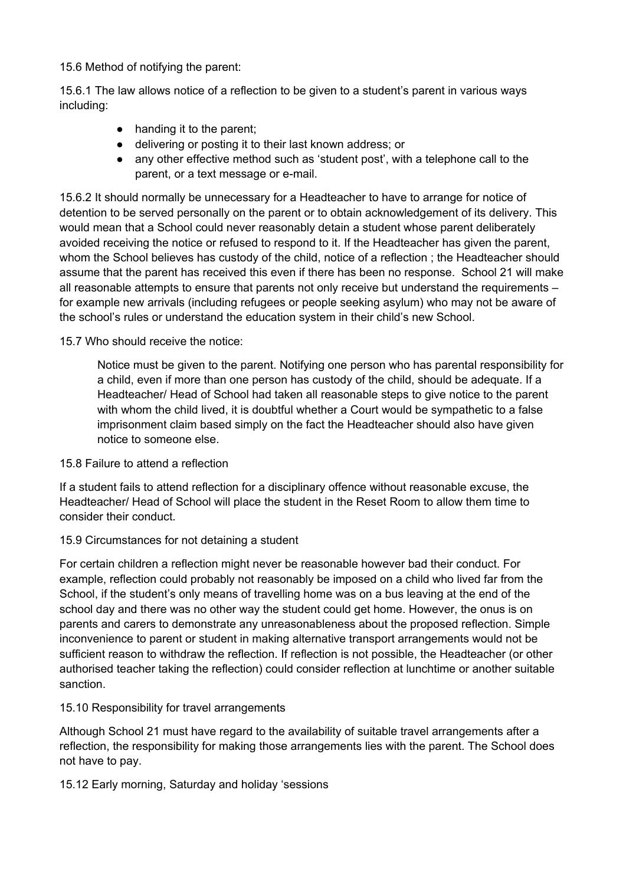15.6 Method of notifying the parent:

15.6.1 The law allows notice of a reflection to be given to a student's parent in various ways including:

- handing it to the parent;
- delivering or posting it to their last known address; or
- any other effective method such as 'student post', with a telephone call to the parent, or a text message or e-mail.

15.6.2 It should normally be unnecessary for a Headteacher to have to arrange for notice of detention to be served personally on the parent or to obtain acknowledgement of its delivery. This would mean that a School could never reasonably detain a student whose parent deliberately avoided receiving the notice or refused to respond to it. If the Headteacher has given the parent, whom the School believes has custody of the child, notice of a reflection ; the Headteacher should assume that the parent has received this even if there has been no response. School 21 will make all reasonable attempts to ensure that parents not only receive but understand the requirements – for example new arrivals (including refugees or people seeking asylum) who may not be aware of the school's rules or understand the education system in their child's new School.

15.7 Who should receive the notice:

> Notice must be given to the parent. Notifying one person who has parental responsibility for a child, even if more than one person has custody of the child, should be adequate. If a Headteacher/ Head of School had taken all reasonable steps to give notice to the parent with whom the child lived, it is doubtful whether a Court would be sympathetic to a false imprisonment claim based simply on the fact the Headteacher should also have given notice to someone else.

15.8 Failure to attend a reflection

If a student fails to attend reflection for a disciplinary offence without reasonable excuse, the Headteacher/ Head of School will place the student in the Reset Room to allow them time to consider their conduct.

15.9 Circumstances for not detaining a student

For certain children a reflection might never be reasonable however bad their conduct. For example, reflection could probably not reasonably be imposed on a child who lived far from the School, if the student's only means of travelling home was on a bus leaving at the end of the school day and there was no other way the student could get home. However, the onus is on parents and carers to demonstrate any unreasonableness about the proposed reflection. Simple inconvenience to parent or student in making alternative transport arrangements would not be sufficient reason to withdraw the reflection. If reflection is not possible, the Headteacher (or other authorised teacher taking the reflection) could consider reflection at lunchtime or another suitable sanction.

15.10 Responsibility for travel arrangements

Although School 21 must have regard to the availability of suitable travel arrangements after a reflection, the responsibility for making those arrangements lies with the parent. The School does not have to pay.

15.12 Early morning, Saturday and holiday 'sessions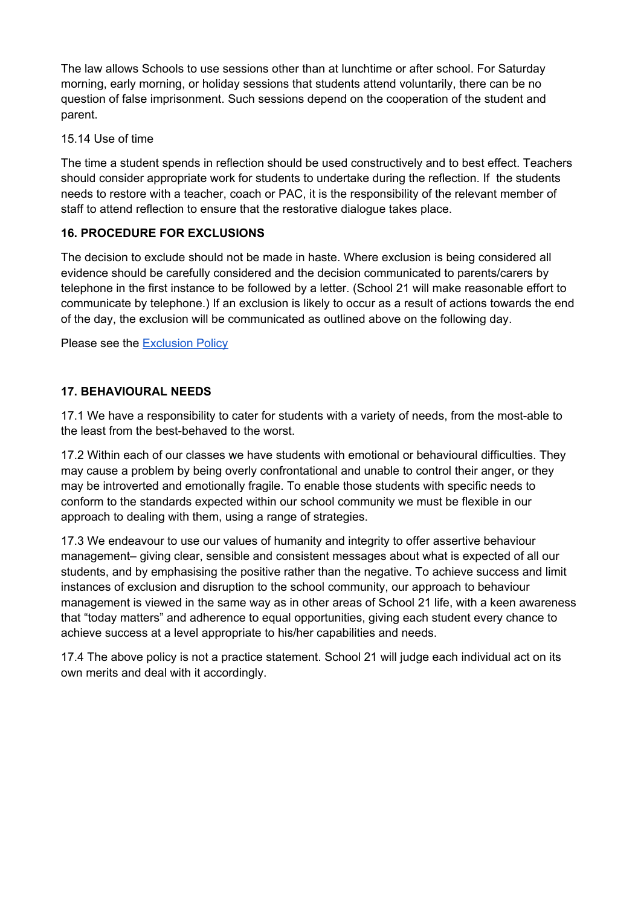The law allows Schools to use sessions other than at lunchtime or after school. For Saturday morning, early morning, or holiday sessions that students attend voluntarily, there can be no question of false imprisonment. Such sessions depend on the cooperation of the student and parent.

15.14 Use of time

The time a student spends in reflection should be used constructively and to best effect. Teachers should consider appropriate work for students to undertake during the reflection. If the students needs to restore with a teacher, coach or PAC, it is the responsibility of the relevant member of staff to attend reflection to ensure that the restorative dialogue takes place.

**16. PROCEDURE FOR EXCLUSIONS**

The decision to exclude should not be made in haste. Where exclusion is being considered all evidence should be carefully considered and the decision communicated to parents/carers by telephone in the first instance to be followed by a letter. (School 21 will make reasonable effort to communicate by telephone.) If an exclusion is likely to occur as a result of actions towards the end of the day, the exclusion will be communicated as outlined above on the following day.

Please see the Exclusion Policy

**17. BEHAVIOURAL NEEDS**

17.1 We have a responsibility to cater for students with a variety of needs, from the most-able to the least from the best-behaved to the worst.

17.2 Within each of our classes we have students with emotional or behavioural difficulties. They may cause a problem by being overly confrontational and unable to control their anger, or they may be introverted and emotionally fragile. To enable those students with specific needs to conform to the standards expected within our school community we must be flexible in our approach to dealing with them, using a range of strategies.

17.3 We endeavour to use our values of humanity and integrity to offer assertive behaviour management– giving clear, sensible and consistent messages about what is expected of all our students, and by emphasising the positive rather than the negative. To achieve success and limit instances of exclusion and disruption to the school community, our approach to behaviour management is viewed in the same way as in other areas of School 21 life, with a keen awareness that "today matters" and adherence to equal opportunities, giving each student every chance to achieve success at a level appropriate to his/her capabilities and needs.

17.4 The above policy is not a practice statement. School 21 will judge each individual act on its own merits and deal with it accordingly.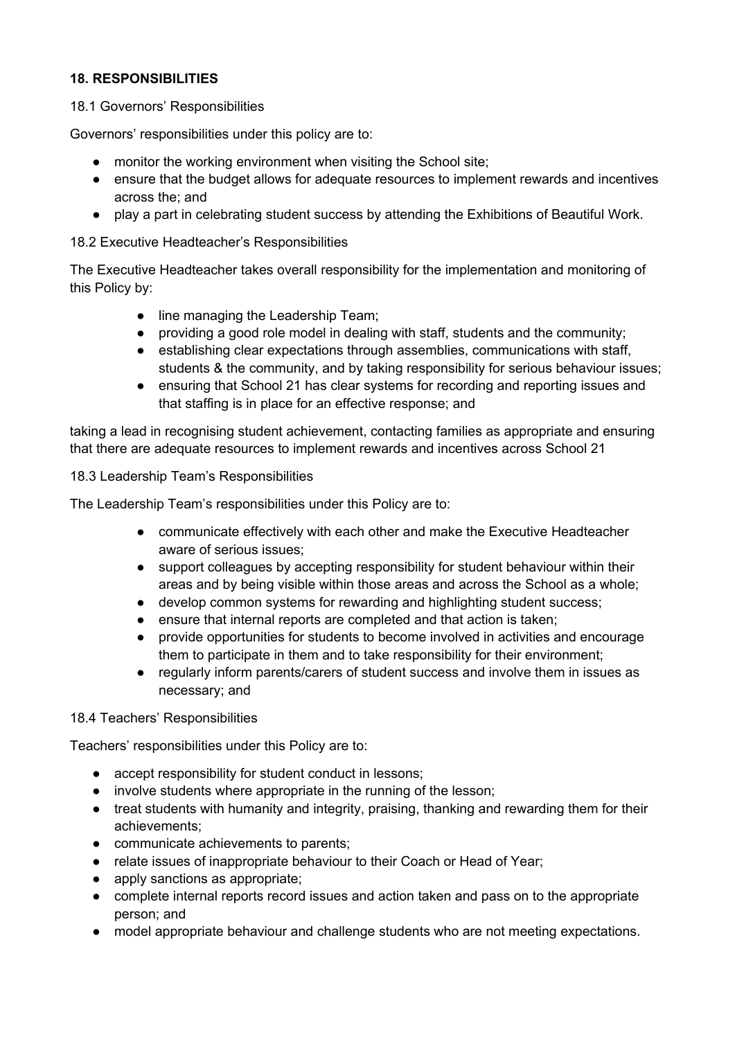**18. RESPONSIBILITIES**

18.1 Governors' Responsibilities

Governors' responsibilities under this policy are to:

- monitor the working environment when visiting the School site;
- ensure that the budget allows for adequate resources to implement rewards and incentives across the; and
- play a part in celebrating student success by attending the Exhibitions of Beautiful Work.

18.2 Executive Headteacher's Responsibilities

The Executive Headteacher takes overall responsibility for the implementation and monitoring of this Policy by:

- line managing the Leadership Team;
- providing a good role model in dealing with staff, students and the community;
- establishing clear expectations through assemblies, communications with staff, students & the community, and by taking responsibility for serious behaviour issues;
- ensuring that School 21 has clear systems for recording and reporting issues and that staffing is in place for an effective response; and

taking a lead in recognising student achievement, contacting families as appropriate and ensuring that there are adequate resources to implement rewards and incentives across School 21

18.3 Leadership Team's Responsibilities

The Leadership Team's responsibilities under this Policy are to:

- communicate effectively with each other and make the Executive Headteacher aware of serious issues;
- support colleagues by accepting responsibility for student behaviour within their areas and by being visible within those areas and across the School as a whole;
- develop common systems for rewarding and highlighting student success;
- ensure that internal reports are completed and that action is taken;
- provide opportunities for students to become involved in activities and encourage them to participate in them and to take responsibility for their environment;
- regularly inform parents/carers of student success and involve them in issues as necessary; and

18.4 Teachers' Responsibilities

Teachers' responsibilities under this Policy are to:

- accept responsibility for student conduct in lessons;
- involve students where appropriate in the running of the lesson;
- treat students with humanity and integrity, praising, thanking and rewarding them for their achievements;
- communicate achievements to parents;
- relate issues of inappropriate behaviour to their Coach or Head of Year;
- apply sanctions as appropriate;
- complete internal reports record issues and action taken and pass on to the appropriate person; and
- model appropriate behaviour and challenge students who are not meeting expectations.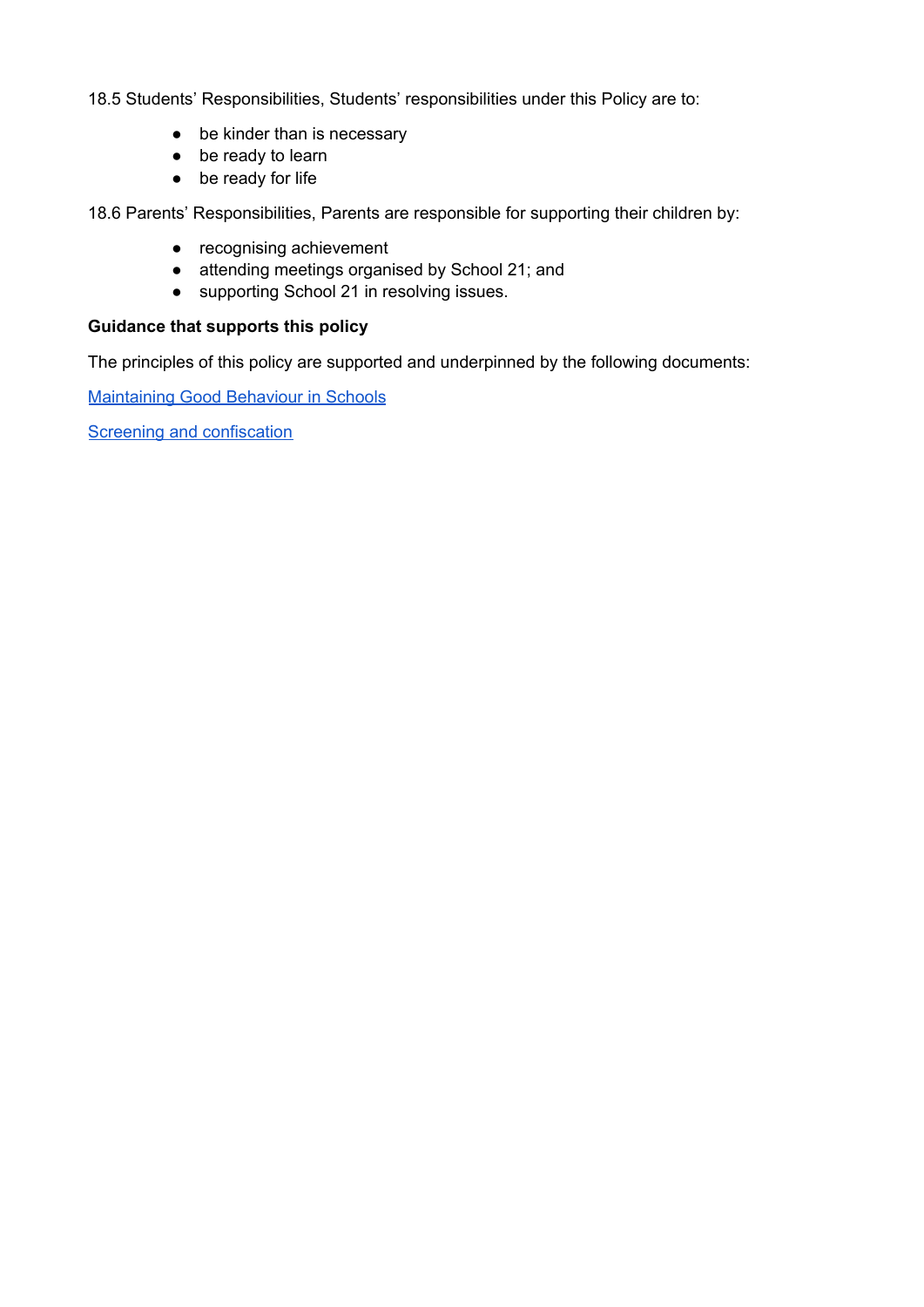18.5 Students' Responsibilities, Students' responsibilities under this Policy are to:

- be kinder than is necessary
- be ready to learn
- be ready for life

18.6 Parents' Responsibilities, Parents are responsible for supporting their children by:

- recognising achievement
- attending meetings organised by School 21; and
- supporting School 21 in resolving issues.

**Guidance that supports this policy**

The principles of this policy are supported and underpinned by the following documents:

Maintaining Good Behaviour in Schools

Screening and confiscation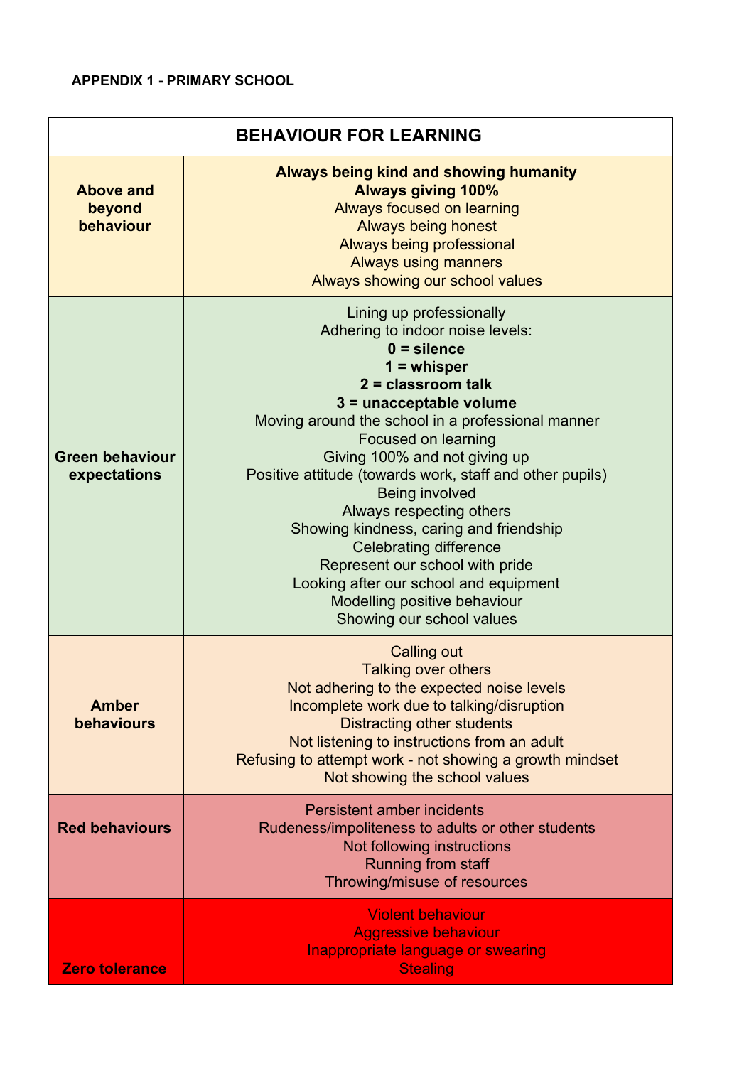**APPENDIX 1 - PRIMARY SCHOOL**

| BEHAVIOUR FOR LEARNING | |
|---|---|
| **Above and beyond behaviour** | **Always being kind and showing humanity**<br>**Always giving 100%**<br>Always focused on learning<br>Always being honest<br>Always being professional<br>Always using manners<br>Always showing our school values |
| **Green behaviour expectations** | Lining up professionally<br>Adhering to indoor noise levels:<br>**0 = silence**<br>**1 = whisper**<br>**2 = classroom talk**<br>**3 = unacceptable volume**<br>Moving around the school in a professional manner<br>Focused on learning<br>Giving 100% and not giving up<br>Positive attitude (towards work, staff and other pupils)<br>Being involved<br>Always respecting others<br>Showing kindness, caring and friendship<br>Celebrating difference<br>Represent our school with pride<br>Looking after our school and equipment<br>Modelling positive behaviour<br>Showing our school values |
| **Amber behaviours** | Calling out<br>Talking over others<br>Not adhering to the expected noise levels<br>Incomplete work due to talking/disruption<br>Distracting other students<br>Not listening to instructions from an adult<br>Refusing to attempt work - not showing a growth mindset<br>Not showing the school values |
| **Red behaviours** | Persistent amber incidents<br>Rudeness/impoliteness to adults or other students<br>Not following instructions<br>Running from staff<br>Throwing/misuse of resources |
| **Zero tolerance** | Violent behaviour<br>Aggressive behaviour<br>Inappropriate language or swearing<br>Stealing |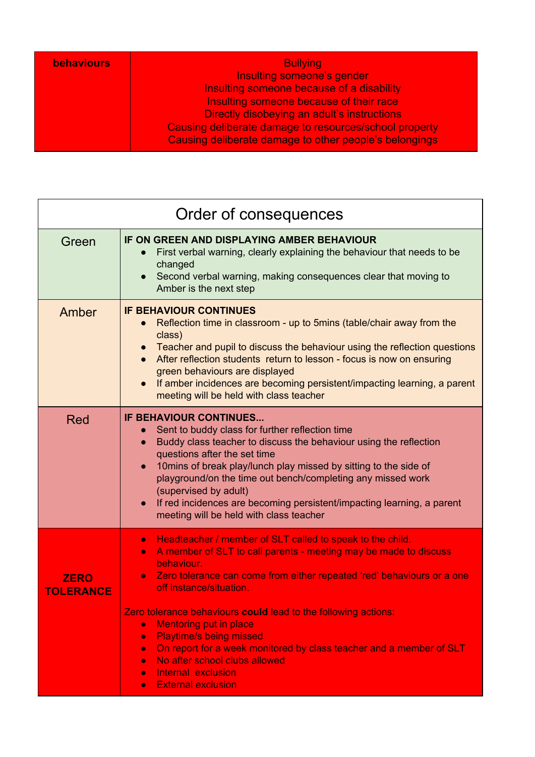| behaviours | Bullying<br>Insulting someone's gender<br>Insulting someone because of a disability<br>Insulting someone because of their race<br>Directly disobeying an adult's instructions<br>Causing deliberate damage to resources/school property<br>Causing deliberate damage to other people's belongings |
|---|---|

| Order of consequences | |
|---|---|
| Green | **IF ON GREEN AND DISPLAYING AMBER BEHAVIOUR**<br>• First verbal warning, clearly explaining the behaviour that needs to be changed<br>• Second verbal warning, making consequences clear that moving to Amber is the next step |
| Amber | **IF BEHAVIOUR CONTINUES**<br>• Reflection time in classroom - up to 5mins (table/chair away from the class)<br>• Teacher and pupil to discuss the behaviour using the reflection questions<br>• After reflection students return to lesson - focus is now on ensuring green behaviours are displayed<br>• If amber incidences are becoming persistent/impacting learning, a parent meeting will be held with class teacher |
| Red | **IF BEHAVIOUR CONTINUES...**<br>• Sent to buddy class for further reflection time<br>• Buddy class teacher to discuss the behaviour using the reflection questions after the set time<br>• 10mins of break play/lunch play missed by sitting to the side of playground/on the time out bench/completing any missed work (supervised by adult)<br>• If red incidences are becoming persistent/impacting learning, a parent meeting will be held with class teacher |
| **ZERO TOLERANCE** | • Headteacher / member of SLT called to speak to the child.<br>• A member of SLT to call parents - meeting may be made to discuss behaviour.<br>• Zero tolerance can come from either repeated 'red' behaviours or a one off instance/situation.<br><br>Zero tolerance behaviours **could** lead to the following actions:<br>• Mentoring put in place<br>• Playtime/s being missed<br>• On report for a week monitored by class teacher and a member of SLT<br>• No after school clubs allowed<br>• Internal exclusion<br>• External exclusion |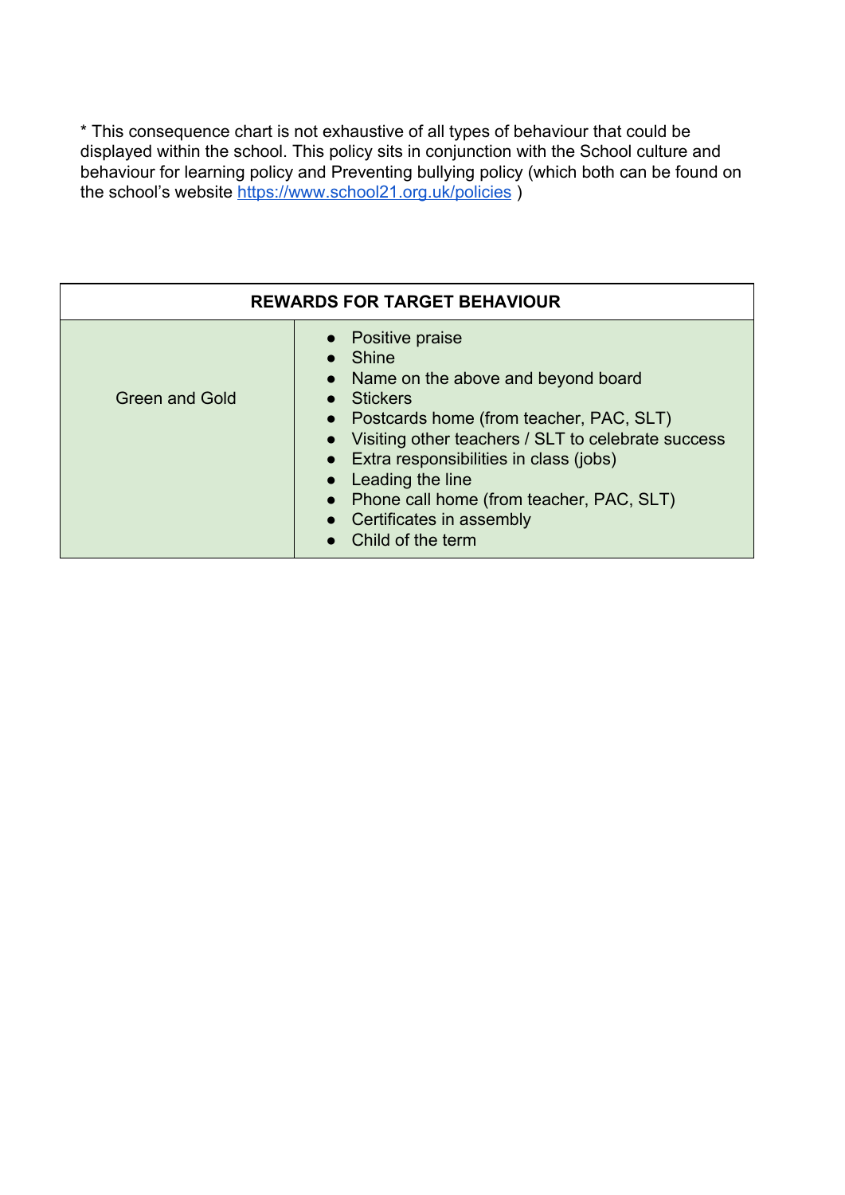* This consequence chart is not exhaustive of all types of behaviour that could be displayed within the school. This policy sits in conjunction with the School culture and behaviour for learning policy and Preventing bullying policy (which both can be found on the school's website [https://www.school21.org.uk/policies](https://www.school21.org.uk/policies) )

| REWARDS FOR TARGET BEHAVIOUR | |
|---|---|
| Green and Gold | • Positive praise<br>• Shine<br>• Name on the above and beyond board<br>• Stickers<br>• Postcards home (from teacher, PAC, SLT)<br>• Visiting other teachers / SLT to celebrate success<br>• Extra responsibilities in class (jobs)<br>• Leading the line<br>• Phone call home (from teacher, PAC, SLT)<br>• Certificates in assembly<br>• Child of the term |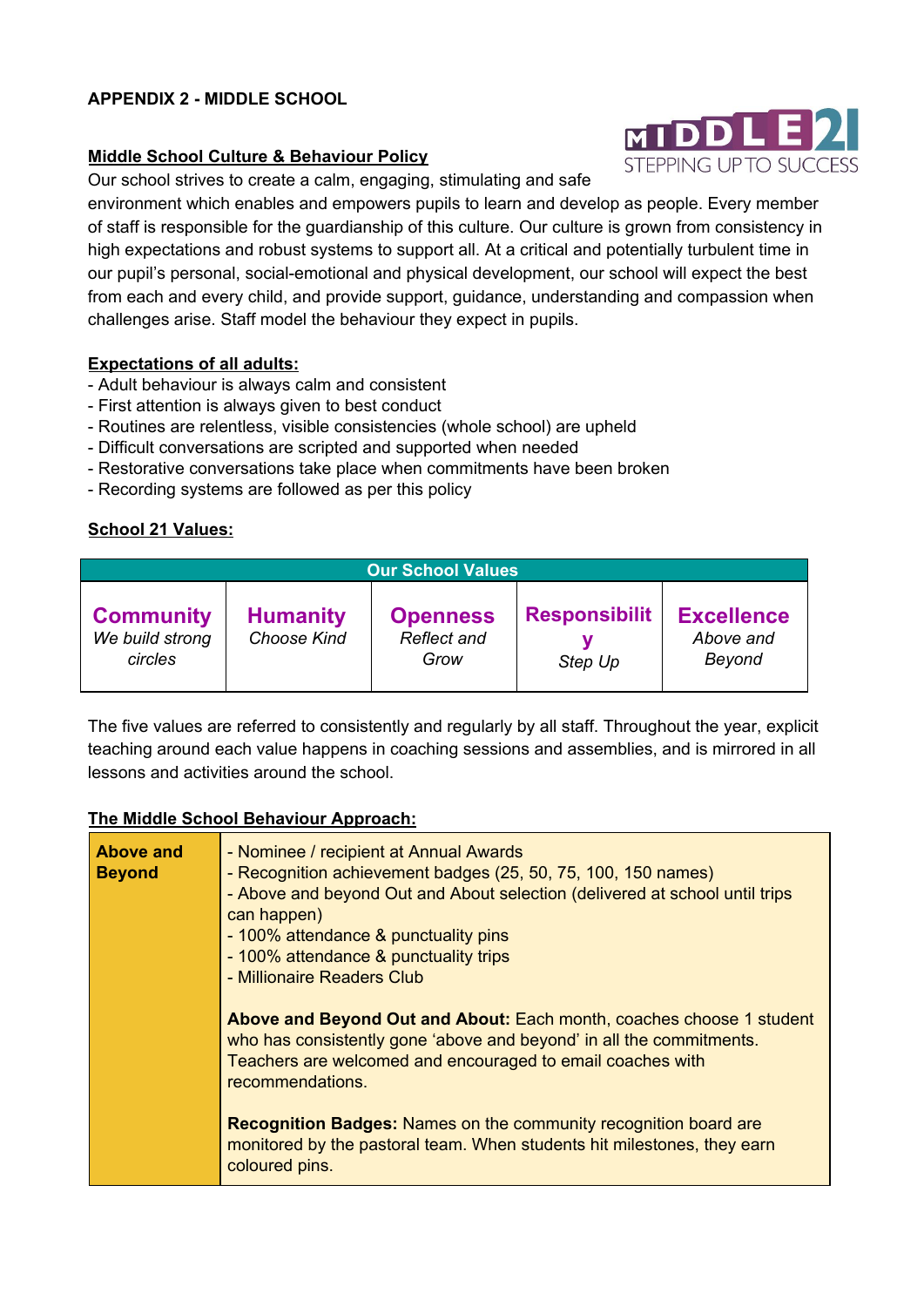**APPENDIX 2 - MIDDLE SCHOOL**

**Middle School Culture & Behaviour Policy**

Our school strives to create a calm, engaging, stimulating and safe environment which enables and empowers pupils to learn and develop as people. Every member of staff is responsible for the guardianship of this culture. Our culture is grown from consistency in high expectations and robust systems to support all. At a critical and potentially turbulent time in our pupil's personal, social-emotional and physical development, our school will expect the best from each and every child, and provide support, guidance, understanding and compassion when challenges arise. Staff model the behaviour they expect in pupils.

**Expectations of all adults:**

- Adult behaviour is always calm and consistent
- First attention is always given to best conduct
- Routines are relentless, visible consistencies (whole school) are upheld
- Difficult conversations are scripted and supported when needed
- Restorative conversations take place when commitments have been broken
- Recording systems are followed as per this policy

**School 21 Values:**

| Our School Values | | | | |
|---|---|---|---|---|
| **Community** *We build strong circles* | **Humanity** *Choose Kind* | **Openness** *Reflect and Grow* | **Responsibility** *Step Up* | **Excellence** *Above and Beyond* |

The five values are referred to consistently and regularly by all staff. Throughout the year, explicit teaching around each value happens in coaching sessions and assemblies, and is mirrored in all lessons and activities around the school.

**The Middle School Behaviour Approach:**

| | |
|---|---|
| **Above and Beyond** | - Nominee / recipient at Annual Awards<br>- Recognition achievement badges (25, 50, 75, 100, 150 names)<br>- Above and beyond Out and About selection (delivered at school until trips can happen)<br>- 100% attendance & punctuality pins<br>- 100% attendance & punctuality trips<br>- Millionaire Readers Club<br><br>**Above and Beyond Out and About:** Each month, coaches choose 1 student who has consistently gone 'above and beyond' in all the commitments. Teachers are welcomed and encouraged to email coaches with recommendations.<br><br>**Recognition Badges:** Names on the community recognition board are monitored by the pastoral team. When students hit milestones, they earn coloured pins. |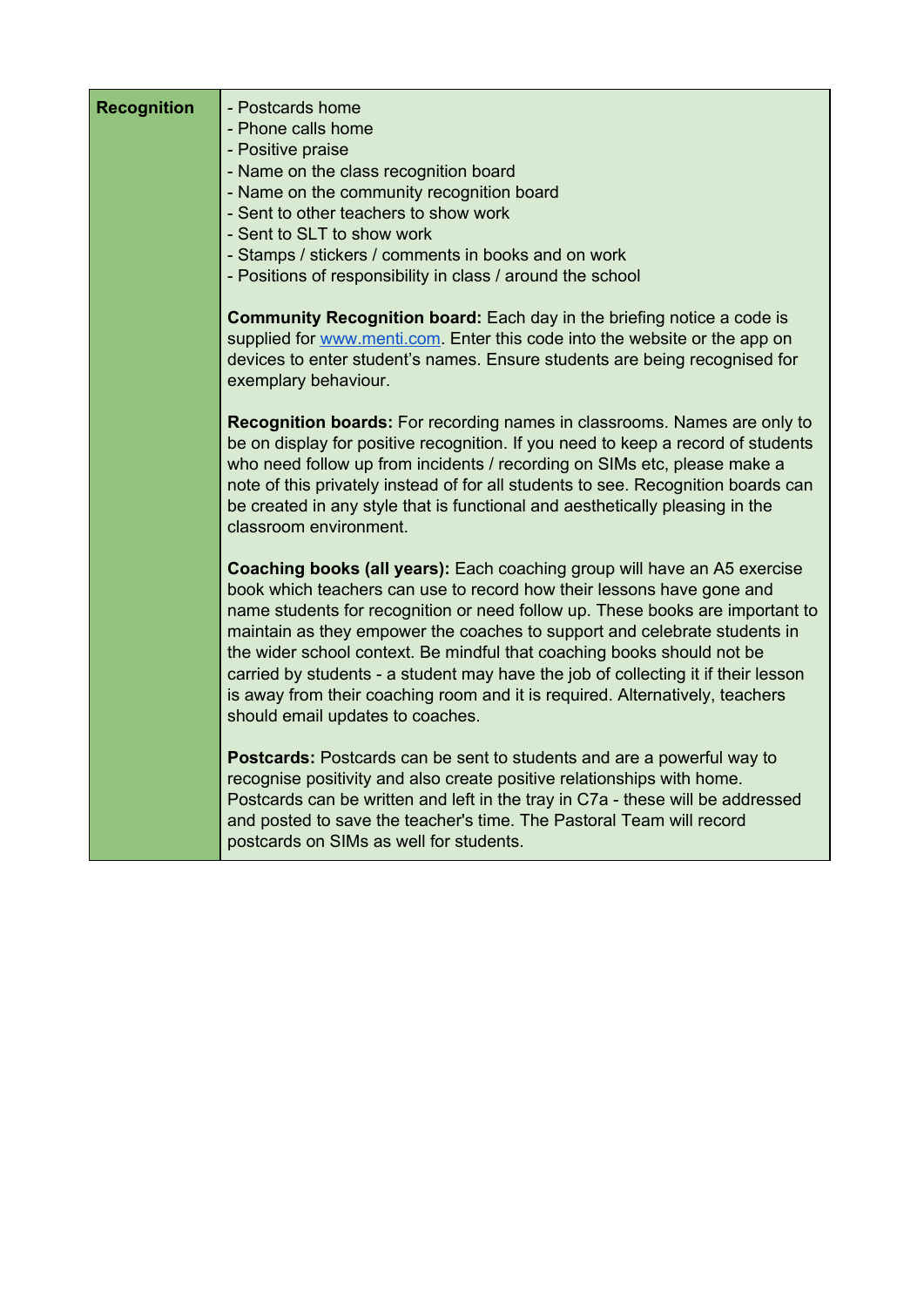| Recognition | - Postcards home<br>- Phone calls home<br>- Positive praise<br>- Name on the class recognition board<br>- Name on the community recognition board<br>- Sent to other teachers to show work<br>- Sent to SLT to show work<br>- Stamps / stickers / comments in books and on work<br>- Positions of responsibility in class / around the school<br><br>**Community Recognition board:** Each day in the briefing notice a code is supplied for [www.menti.com](http://www.menti.com). Enter this code into the website or the app on devices to enter student's names. Ensure students are being recognised for exemplary behaviour.<br><br>**Recognition boards:** For recording names in classrooms. Names are only to be on display for positive recognition. If you need to keep a record of students who need follow up from incidents / recording on SIMs etc, please make a note of this privately instead of for all students to see. Recognition boards can be created in any style that is functional and aesthetically pleasing in the classroom environment.<br><br>**Coaching books (all years):** Each coaching group will have an A5 exercise book which teachers can use to record how their lessons have gone and name students for recognition or need follow up. These books are important to maintain as they empower the coaches to support and celebrate students in the wider school context. Be mindful that coaching books should not be carried by students - a student may have the job of collecting it if their lesson is away from their coaching room and it is required. Alternatively, teachers should email updates to coaches.<br><br>**Postcards:** Postcards can be sent to students and are a powerful way to recognise positivity and also create positive relationships with home. Postcards can be written and left in the tray in C7a - these will be addressed and posted to save the teacher's time. The Pastoral Team will record postcards on SIMs as well for students. |
|---|---|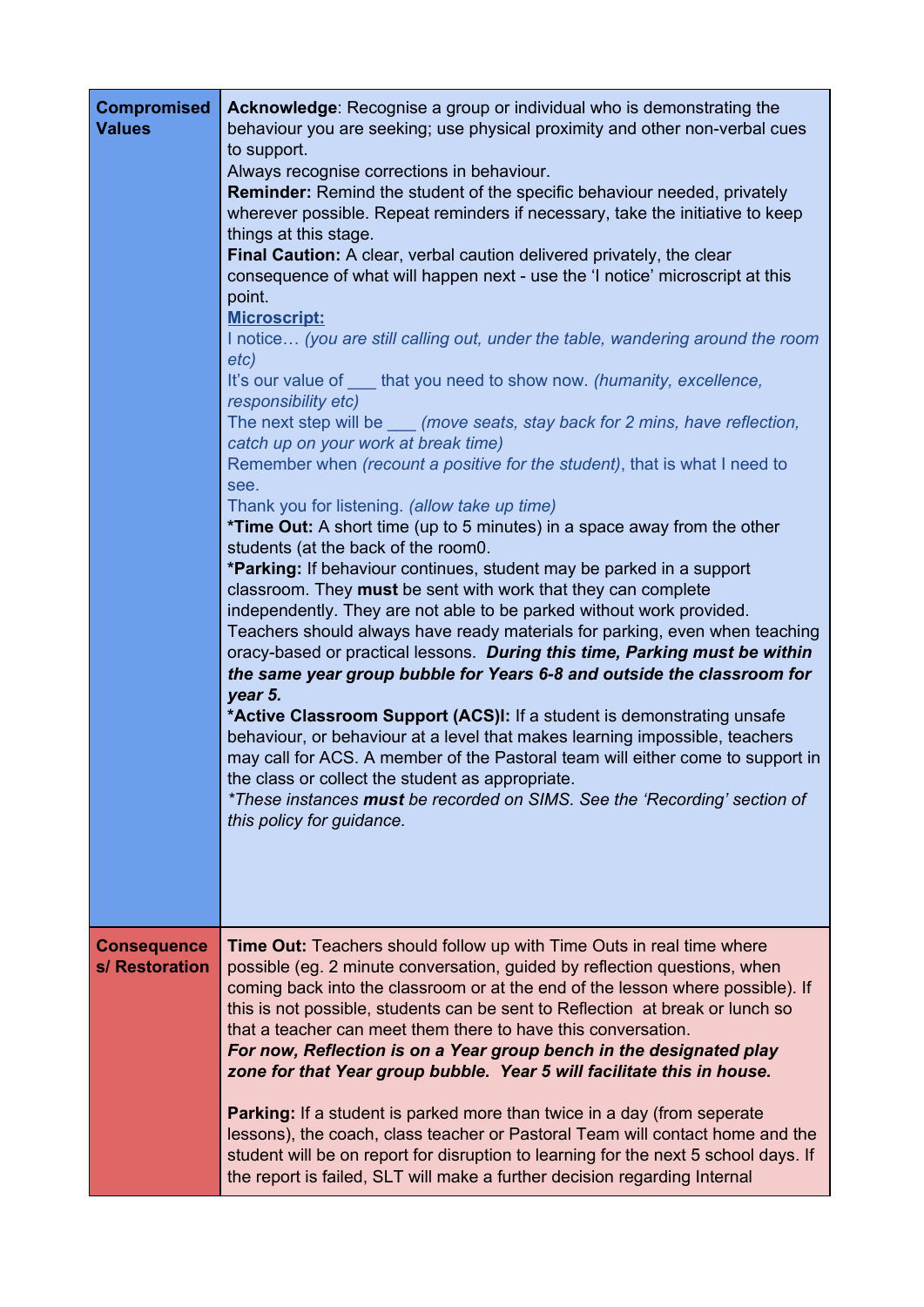| | |
|---|---|
| **Compromised Values** | **Acknowledge**: Recognise a group or individual who is demonstrating the behaviour you are seeking; use physical proximity and other non-verbal cues to support.<br>Always recognise corrections in behaviour.<br>**Reminder:** Remind the student of the specific behaviour needed, privately wherever possible. Repeat reminders if necessary, take the initiative to keep things at this stage.<br>**Final Caution:** A clear, verbal caution delivered privately, the clear consequence of what will happen next - use the 'I notice' microscript at this point.<br>**Microscript:**<br>I notice… *(you are still calling out, under the table, wandering around the room etc)*<br>It's our value of ___ that you need to show now. *(humanity, excellence, responsibility etc)*<br>The next step will be ___ *(move seats, stay back for 2 mins, have reflection, catch up on your work at break time)*<br>Remember when *(recount a positive for the student)*, that is what I need to see.<br>Thank you for listening. *(allow take up time)*<br>**\*Time Out:** A short time (up to 5 minutes) in a space away from the other students (at the back of the room0.<br>**\*Parking:** If behaviour continues, student may be parked in a support classroom. They **must** be sent with work that they can complete independently. They are not able to be parked without work provided. Teachers should always have ready materials for parking, even when teaching oracy-based or practical lessons. ***During this time, Parking must be within the same year group bubble for Years 6-8 and outside the classroom for year 5.***<br>**\*Active Classroom Support (ACS)I:** If a student is demonstrating unsafe behaviour, or behaviour at a level that makes learning impossible, teachers may call for ACS. A member of the Pastoral team will either come to support in the class or collect the student as appropriate.<br>*\*These instances **must** be recorded on SIMS. See the 'Recording' section of this policy for guidance.* |
| **Consequences/ Restoration** | **Time Out:** Teachers should follow up with Time Outs in real time where possible (eg. 2 minute conversation, guided by reflection questions, when coming back into the classroom or at the end of the lesson where possible). If this is not possible, students can be sent to Reflection at break or lunch so that a teacher can meet them there to have this conversation.<br>***For now, Reflection is on a Year group bench in the designated play zone for that Year group bubble. Year 5 will facilitate this in house.***<br><br>**Parking:** If a student is parked more than twice in a day (from seperate lessons), the coach, class teacher or Pastoral Team will contact home and the student will be on report for disruption to learning for the next 5 school days. If the report is failed, SLT will make a further decision regarding Internal |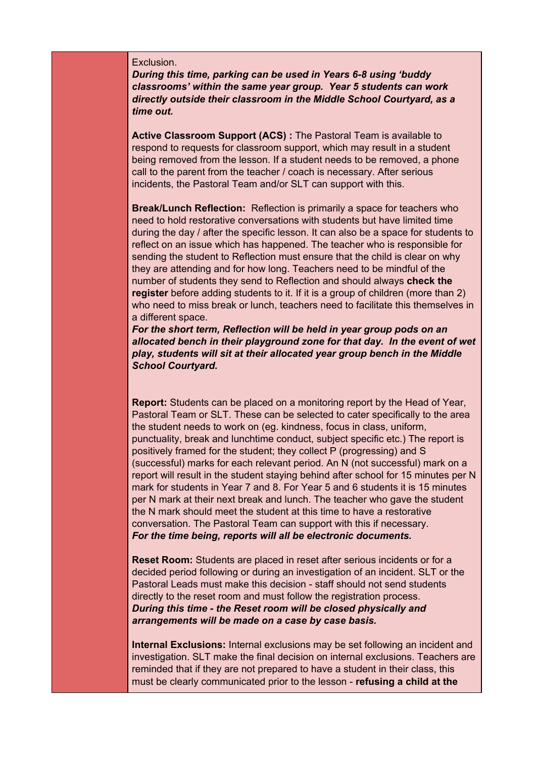Exclusion.

***During this time, parking can be used in Years 6-8 using 'buddy classrooms' within the same year group. Year 5 students can work directly outside their classroom in the Middle School Courtyard, as a time out.***

**Active Classroom Support (ACS) :** The Pastoral Team is available to respond to requests for classroom support, which may result in a student being removed from the lesson. If a student needs to be removed, a phone call to the parent from the teacher / coach is necessary. After serious incidents, the Pastoral Team and/or SLT can support with this.

**Break/Lunch Reflection:** Reflection is primarily a space for teachers who need to hold restorative conversations with students but have limited time during the day / after the specific lesson. It can also be a space for students to reflect on an issue which has happened. The teacher who is responsible for sending the student to Reflection must ensure that the child is clear on why they are attending and for how long. Teachers need to be mindful of the number of students they send to Reflection and should always **check the register** before adding students to it. If it is a group of children (more than 2) who need to miss break or lunch, teachers need to facilitate this themselves in a different space.

***For the short term, Reflection will be held in year group pods on an allocated bench in their playground zone for that day. In the event of wet play, students will sit at their allocated year group bench in the Middle School Courtyard.***

**Report:** Students can be placed on a monitoring report by the Head of Year, Pastoral Team or SLT. These can be selected to cater specifically to the area the student needs to work on (eg. kindness, focus in class, uniform, punctuality, break and lunchtime conduct, subject specific etc.) The report is positively framed for the student; they collect P (progressing) and S (successful) marks for each relevant period. An N (not successful) mark on a report will result in the student staying behind after school for 15 minutes per N mark for students in Year 7 and 8. For Year 5 and 6 students it is 15 minutes per N mark at their next break and lunch. The teacher who gave the student the N mark should meet the student at this time to have a restorative conversation. The Pastoral Team can support with this if necessary.

***For the time being, reports will all be electronic documents.***

**Reset Room:** Students are placed in reset after serious incidents or for a decided period following or during an investigation of an incident. SLT or the Pastoral Leads must make this decision - staff should not send students directly to the reset room and must follow the registration process.

***During this time - the Reset room will be closed physically and arrangements will be made on a case by case basis.***

**Internal Exclusions:** Internal exclusions may be set following an incident and investigation. SLT make the final decision on internal exclusions. Teachers are reminded that if they are not prepared to have a student in their class, this must be clearly communicated prior to the lesson - **refusing a child at the**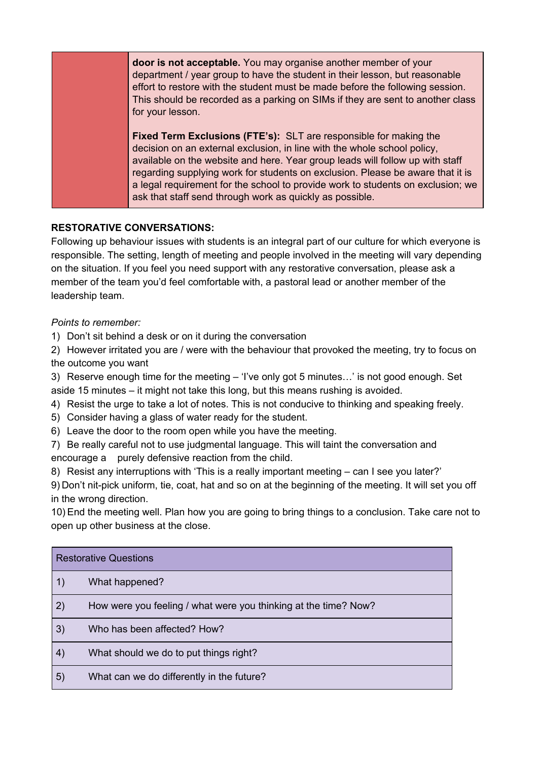| | |
|---|---|
| | **door is not acceptable.** You may organise another member of your department / year group to have the student in their lesson, but reasonable effort to restore with the student must be made before the following session. This should be recorded as a parking on SIMs if they are sent to another class for your lesson.<br><br>**Fixed Term Exclusions (FTE's):** SLT are responsible for making the decision on an external exclusion, in line with the whole school policy, available on the website and here. Year group leads will follow up with staff regarding supplying work for students on exclusion. Please be aware that it is a legal requirement for the school to provide work to students on exclusion; we ask that staff send through work as quickly as possible. |

**RESTORATIVE CONVERSATIONS:**

Following up behaviour issues with students is an integral part of our culture for which everyone is responsible. The setting, length of meeting and people involved in the meeting will vary depending on the situation. If you feel you need support with any restorative conversation, please ask a member of the team you'd feel comfortable with, a pastoral lead or another member of the leadership team.

*Points to remember:*

1) Don't sit behind a desk or on it during the conversation
2) However irritated you are / were with the behaviour that provoked the meeting, try to focus on the outcome you want
3) Reserve enough time for the meeting – 'I've only got 5 minutes…' is not good enough. Set aside 15 minutes – it might not take this long, but this means rushing is avoided.
4) Resist the urge to take a lot of notes. This is not conducive to thinking and speaking freely.
5) Consider having a glass of water ready for the student.
6) Leave the door to the room open while you have the meeting.
7) Be really careful not to use judgmental language. This will taint the conversation and encourage a purely defensive reaction from the child.
8) Resist any interruptions with 'This is a really important meeting – can I see you later?'
9) Don't nit-pick uniform, tie, coat, hat and so on at the beginning of the meeting. It will set you off in the wrong direction.
10) End the meeting well. Plan how you are going to bring things to a conclusion. Take care not to open up other business at the close.

| Restorative Questions | |
|---|---|
| 1) | What happened? |
| 2) | How were you feeling / what were you thinking at the time? Now? |
| 3) | Who has been affected? How? |
| 4) | What should we do to put things right? |
| 5) | What can we do differently in the future? |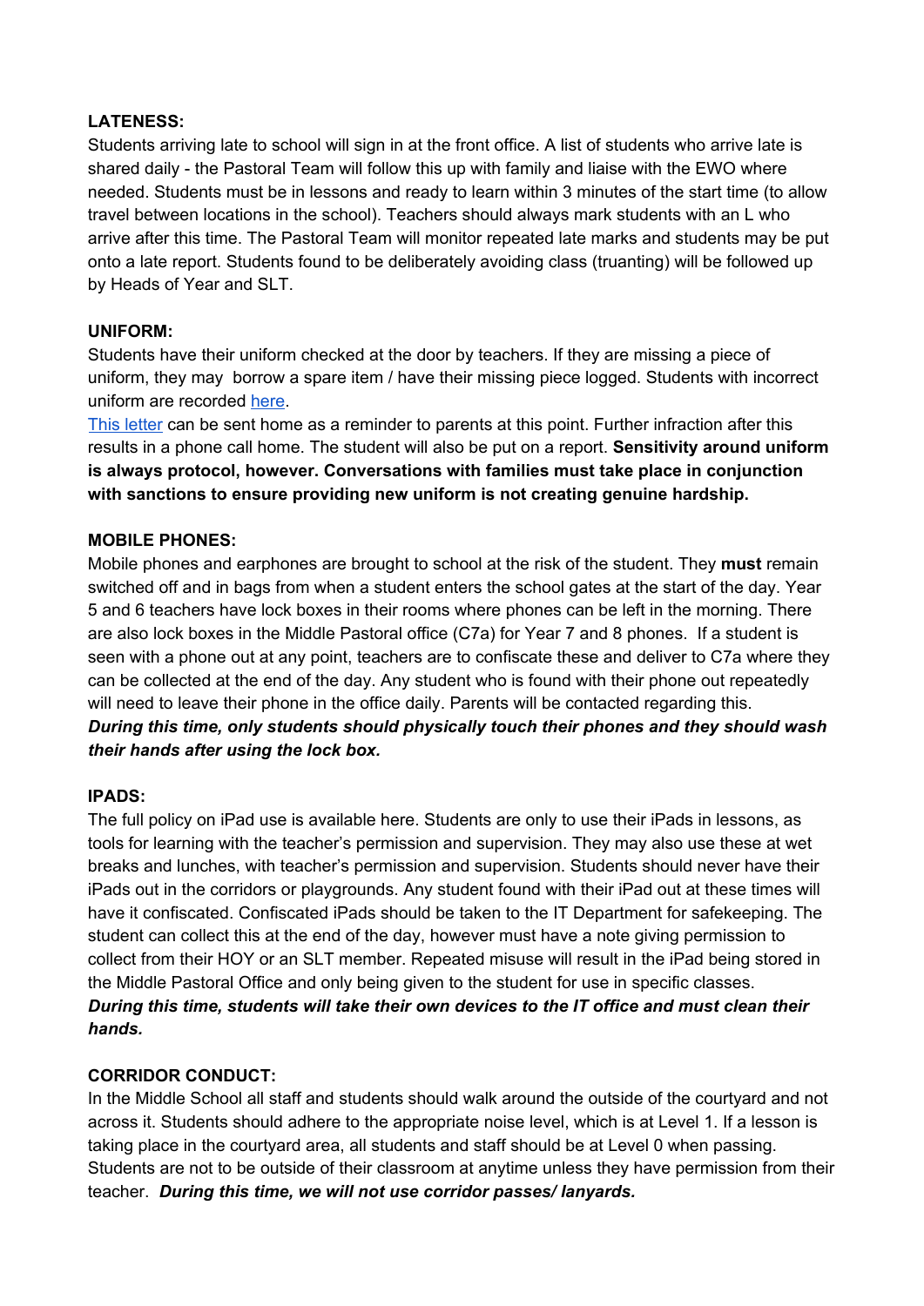**LATENESS:**

Students arriving late to school will sign in at the front office. A list of students who arrive late is shared daily - the Pastoral Team will follow this up with family and liaise with the EWO where needed. Students must be in lessons and ready to learn within 3 minutes of the start time (to allow travel between locations in the school). Teachers should always mark students with an L who arrive after this time. The Pastoral Team will monitor repeated late marks and students may be put onto a late report. Students found to be deliberately avoiding class (truanting) will be followed up by Heads of Year and SLT.

**UNIFORM:**

Students have their uniform checked at the door by teachers. If they are missing a piece of uniform, they may borrow a spare item / have their missing piece logged. Students with incorrect uniform are recorded here.

This letter can be sent home as a reminder to parents at this point. Further infraction after this results in a phone call home. The student will also be put on a report. **Sensitivity around uniform is always protocol, however. Conversations with families must take place in conjunction with sanctions to ensure providing new uniform is not creating genuine hardship.**

**MOBILE PHONES:**

Mobile phones and earphones are brought to school at the risk of the student. They **must** remain switched off and in bags from when a student enters the school gates at the start of the day. Year 5 and 6 teachers have lock boxes in their rooms where phones can be left in the morning. There are also lock boxes in the Middle Pastoral office (C7a) for Year 7 and 8 phones. If a student is seen with a phone out at any point, teachers are to confiscate these and deliver to C7a where they can be collected at the end of the day. Any student who is found with their phone out repeatedly will need to leave their phone in the office daily. Parents will be contacted regarding this.
***During this time, only students should physically touch their phones and they should wash their hands after using the lock box.***

**IPADS:**

The full policy on iPad use is available here. Students are only to use their iPads in lessons, as tools for learning with the teacher's permission and supervision. They may also use these at wet breaks and lunches, with teacher's permission and supervision. Students should never have their iPads out in the corridors or playgrounds. Any student found with their iPad out at these times will have it confiscated. Confiscated iPads should be taken to the IT Department for safekeeping. The student can collect this at the end of the day, however must have a note giving permission to collect from their HOY or an SLT member. Repeated misuse will result in the iPad being stored in the Middle Pastoral Office and only being given to the student for use in specific classes.
***During this time, students will take their own devices to the IT office and must clean their hands.***

**CORRIDOR CONDUCT:**

In the Middle School all staff and students should walk around the outside of the courtyard and not across it. Students should adhere to the appropriate noise level, which is at Level 1. If a lesson is taking place in the courtyard area, all students and staff should be at Level 0 when passing. Students are not to be outside of their classroom at anytime unless they have permission from their teacher. ***During this time, we will not use corridor passes/ lanyards.***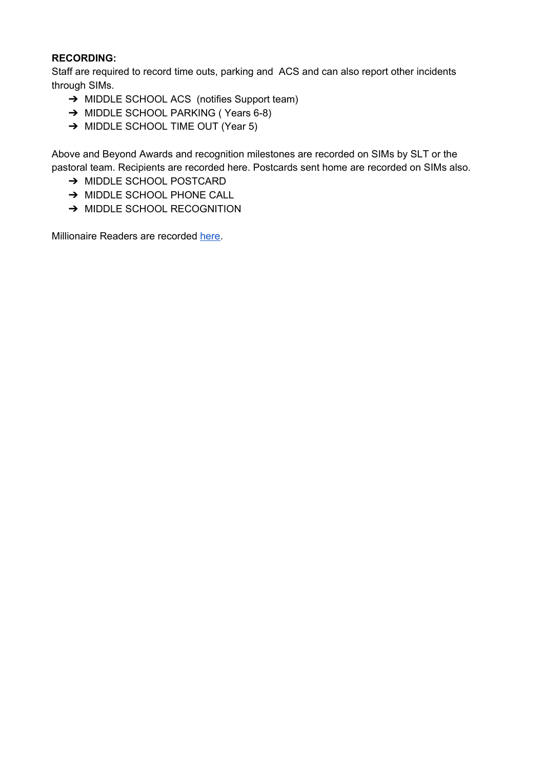**RECORDING:**

Staff are required to record time outs, parking and ACS and can also report other incidents through SIMs.

- ➔ MIDDLE SCHOOL ACS (notifies Support team)
- ➔ MIDDLE SCHOOL PARKING ( Years 6-8)
- ➔ MIDDLE SCHOOL TIME OUT (Year 5)

Above and Beyond Awards and recognition milestones are recorded on SIMs by SLT or the pastoral team. Recipients are recorded here. Postcards sent home are recorded on SIMs also.

- ➔ MIDDLE SCHOOL POSTCARD
- ➔ MIDDLE SCHOOL PHONE CALL
- ➔ MIDDLE SCHOOL RECOGNITION

Millionaire Readers are recorded here.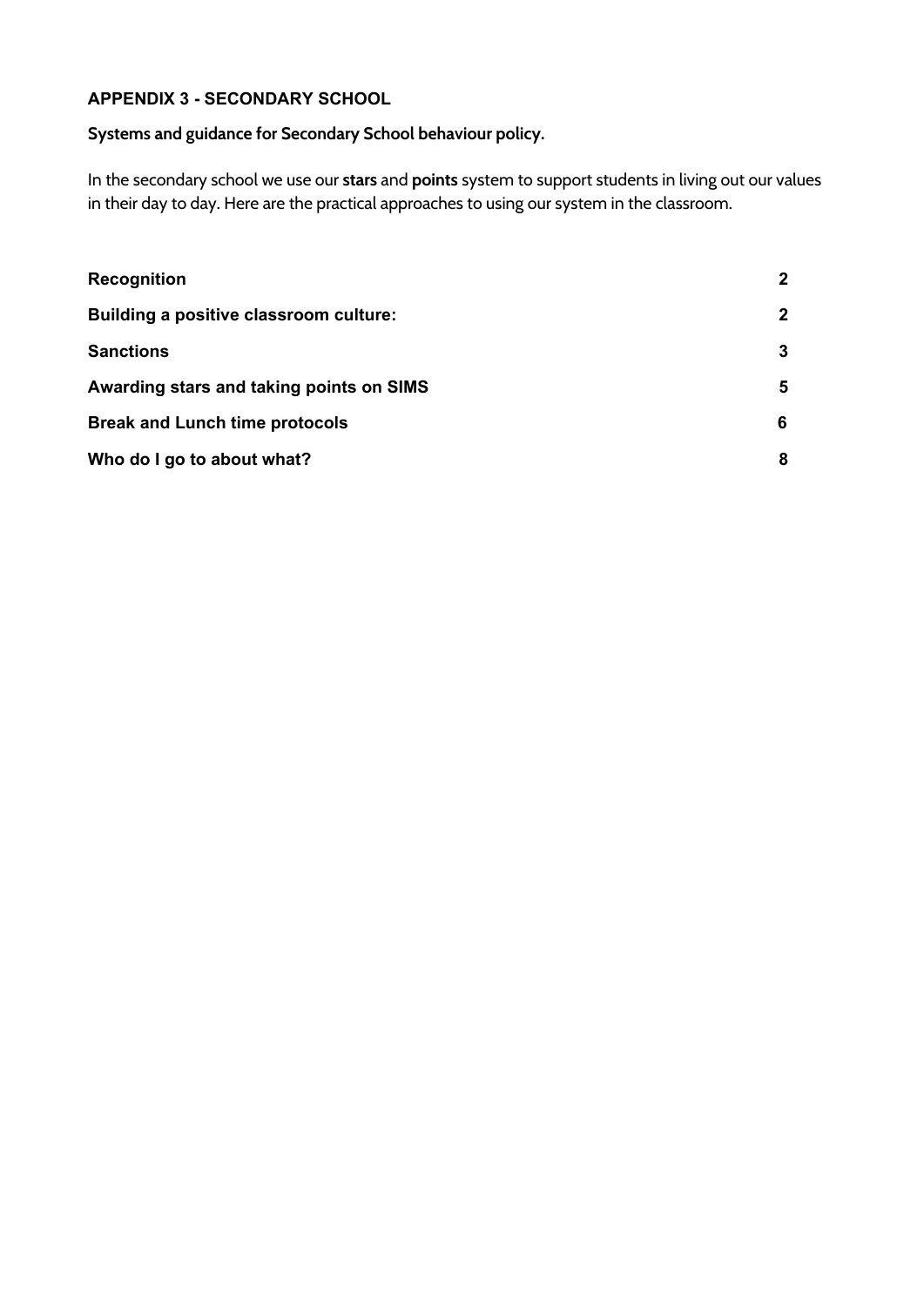## APPENDIX 3 - SECONDARY SCHOOL

### Systems and guidance for Secondary School behaviour policy.

In the secondary school we use our **stars** and **points** system to support students in living out our values in their day to day. Here are the practical approaches to using our system in the classroom.

| | |
|---|---|
| **Recognition** | **2** |
| **Building a positive classroom culture:** | **2** |
| **Sanctions** | **3** |
| **Awarding stars and taking points on SIMS** | **5** |
| **Break and Lunch time protocols** | **6** |
| **Who do I go to about what?** | **8** |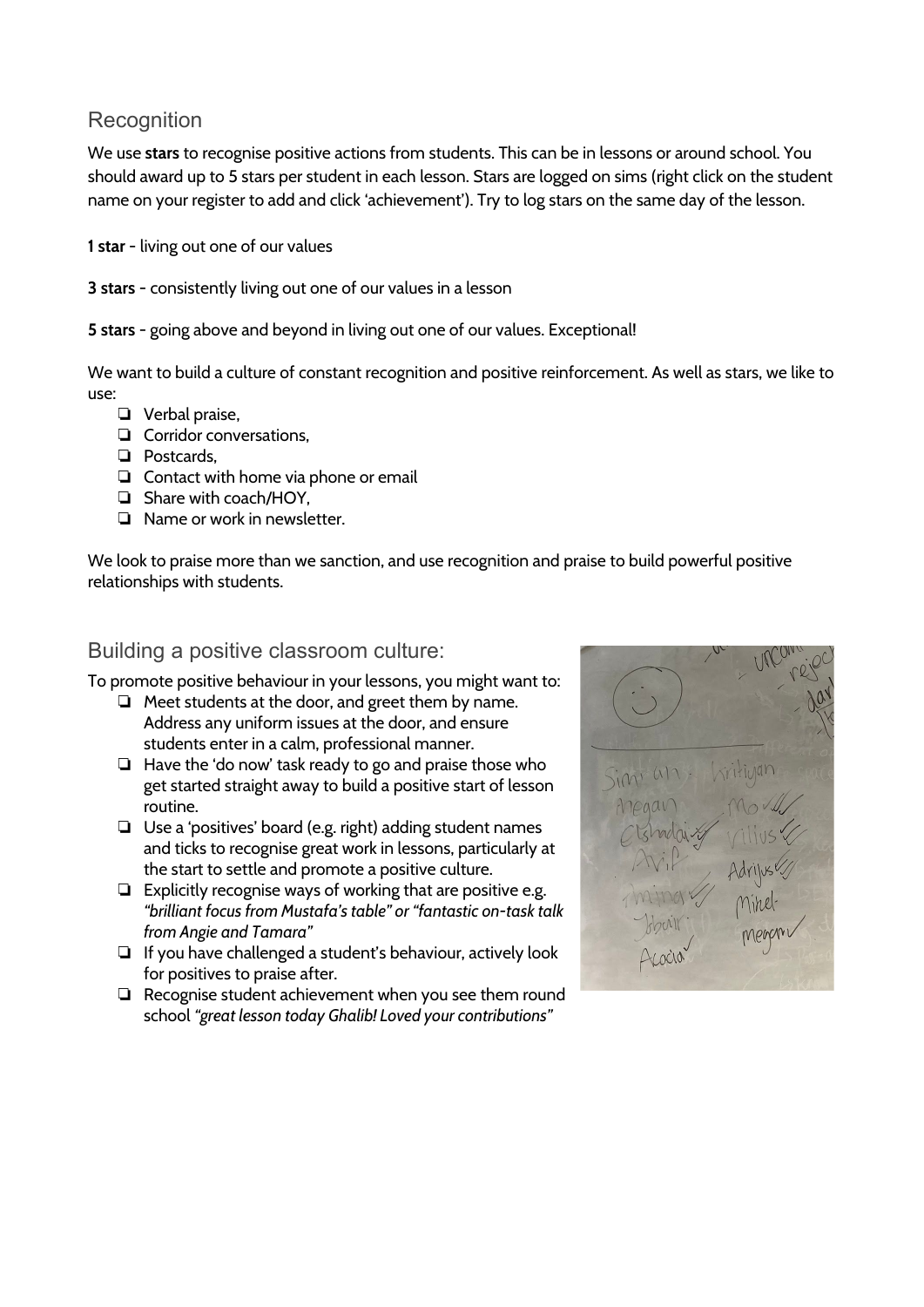## Recognition

We use **stars** to recognise positive actions from students. This can be in lessons or around school. You should award up to 5 stars per student in each lesson. Stars are logged on sims (right click on the student name on your register to add and click 'achievement'). Try to log stars on the same day of the lesson.

**1 star** - living out one of our values

**3 stars** - consistently living out one of our values in a lesson

**5 stars** - going above and beyond in living out one of our values. Exceptional!

We want to build a culture of constant recognition and positive reinforcement. As well as stars, we like to use:

- Verbal praise,
- Corridor conversations,
- Postcards,
- Contact with home via phone or email
- Share with coach/HOY,
- Name or work in newsletter.

We look to praise more than we sanction, and use recognition and praise to build powerful positive relationships with students.

## Building a positive classroom culture:

To promote positive behaviour in your lessons, you might want to:

- Meet students at the door, and greet them by name. Address any uniform issues at the door, and ensure students enter in a calm, professional manner.
- Have the 'do now' task ready to go and praise those who get started straight away to build a positive start of lesson routine.
- Use a 'positives' board (e.g. right) adding student names and ticks to recognise great work in lessons, particularly at the start to settle and promote a positive culture.
- Explicitly recognise ways of working that are positive e.g. *"brilliant focus from Mustafa's table" or "fantastic on-task talk from Angie and Tamara"*
- If you have challenged a student's behaviour, actively look for positives to praise after.
- Recognise student achievement when you see them round school *"great lesson today Ghalib! Loved your contributions"*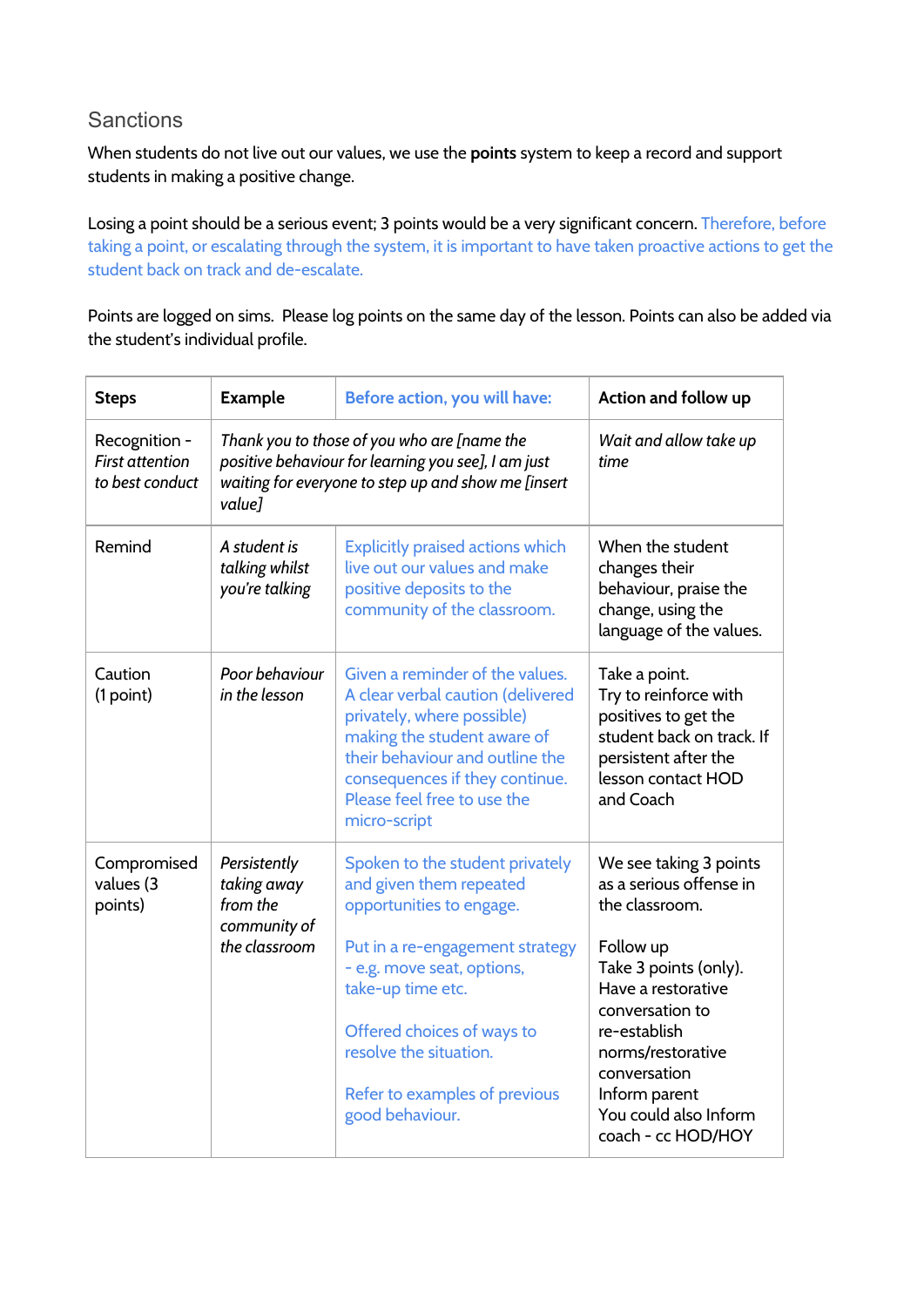## Sanctions

When students do not live out our values, we use the **points** system to keep a record and support students in making a positive change.

Losing a point should be a serious event; 3 points would be a very significant concern. Therefore, before taking a point, or escalating through the system, it is important to have taken proactive actions to get the student back on track and de-escalate.

Points are logged on sims. Please log points on the same day of the lesson. Points can also be added via the student's individual profile.

| **Steps** | **Example** | **Before action, you will have:** | **Action and follow up** |
|---|---|---|---|
| Recognition - *First attention to best conduct* | *Thank you to those of you who are [name the positive behaviour for learning you see], I am just waiting for everyone to step up and show me [insert value]* | | *Wait and allow take up time* |
| Remind | *A student is talking whilst you're talking* | Explicitly praised actions which live out our values and make positive deposits to the community of the classroom. | When the student changes their behaviour, praise the change, using the language of the values. |
| Caution (1 point) | *Poor behaviour in the lesson* | Given a reminder of the values. A clear verbal caution (delivered privately, where possible) making the student aware of their behaviour and outline the consequences if they continue. Please feel free to use the micro-script | Take a point. Try to reinforce with positives to get the student back on track. If persistent after the lesson contact HOD and Coach |
| Compromised values (3 points) | *Persistently taking away from the community of the classroom* | Spoken to the student privately and given them repeated opportunities to engage.<br><br>Put in a re-engagement strategy - e.g. move seat, options, take-up time etc.<br><br>Offered choices of ways to resolve the situation.<br><br>Refer to examples of previous good behaviour. | We see taking 3 points as a serious offense in the classroom.<br><br>Follow up<br>Take 3 points (only).<br>Have a restorative conversation to re-establish norms/restorative conversation<br>Inform parent<br>You could also Inform coach - cc HOD/HOY |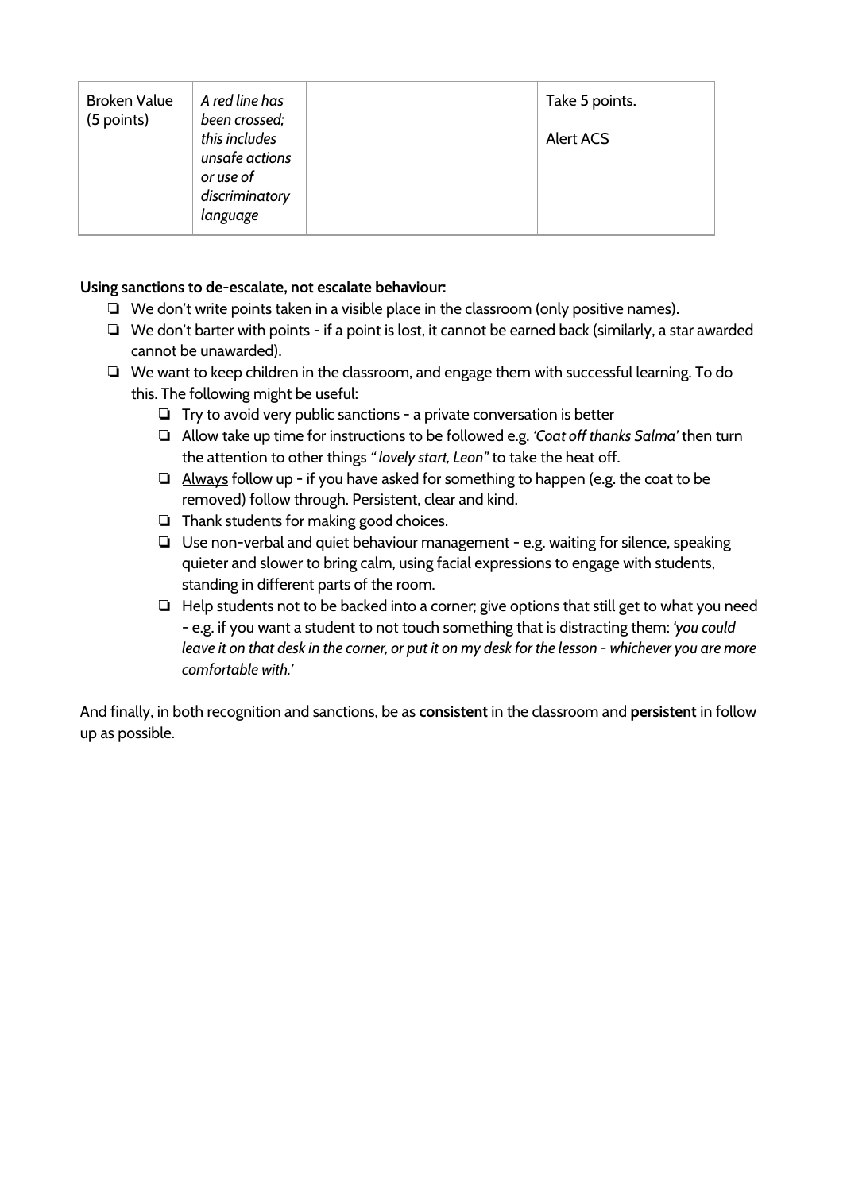| Broken Value (5 points) | *A red line has been crossed; this includes unsafe actions or use of discriminatory language* | | Take 5 points.<br><br>Alert ACS |
|---|---|---|---|

**Using sanctions to de-escalate, not escalate behaviour:**

- We don't write points taken in a visible place in the classroom (only positive names).
- We don't barter with points - if a point is lost, it cannot be earned back (similarly, a star awarded cannot be unawarded).
- We want to keep children in the classroom, and engage them with successful learning. To do this. The following might be useful:
  - Try to avoid very public sanctions - a private conversation is better
  - Allow take up time for instructions to be followed e.g. *'Coat off thanks Salma'* then turn the attention to other things "*lovely start, Leon"* to take the heat off.
  - <u>Always</u> follow up - if you have asked for something to happen (e.g. the coat to be removed) follow through. Persistent, clear and kind.
  - Thank students for making good choices.
  - Use non-verbal and quiet behaviour management - e.g. waiting for silence, speaking quieter and slower to bring calm, using facial expressions to engage with students, standing in different parts of the room.
  - Help students not to be backed into a corner; give options that still get to what you need - e.g. if you want a student to not touch something that is distracting them: *'you could leave it on that desk in the corner, or put it on my desk for the lesson - whichever you are more comfortable with.'*

And finally, in both recognition and sanctions, be as **consistent** in the classroom and **persistent** in follow up as possible.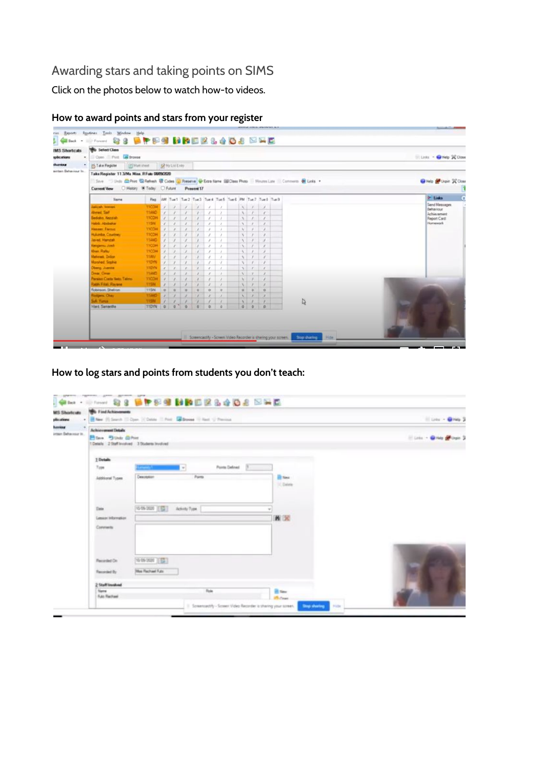# Awarding stars and taking points on SIMS

Click on the photos below to watch how-to videos.

**How to award points and stars from your register**

**How to log stars and points from students you don't teach:**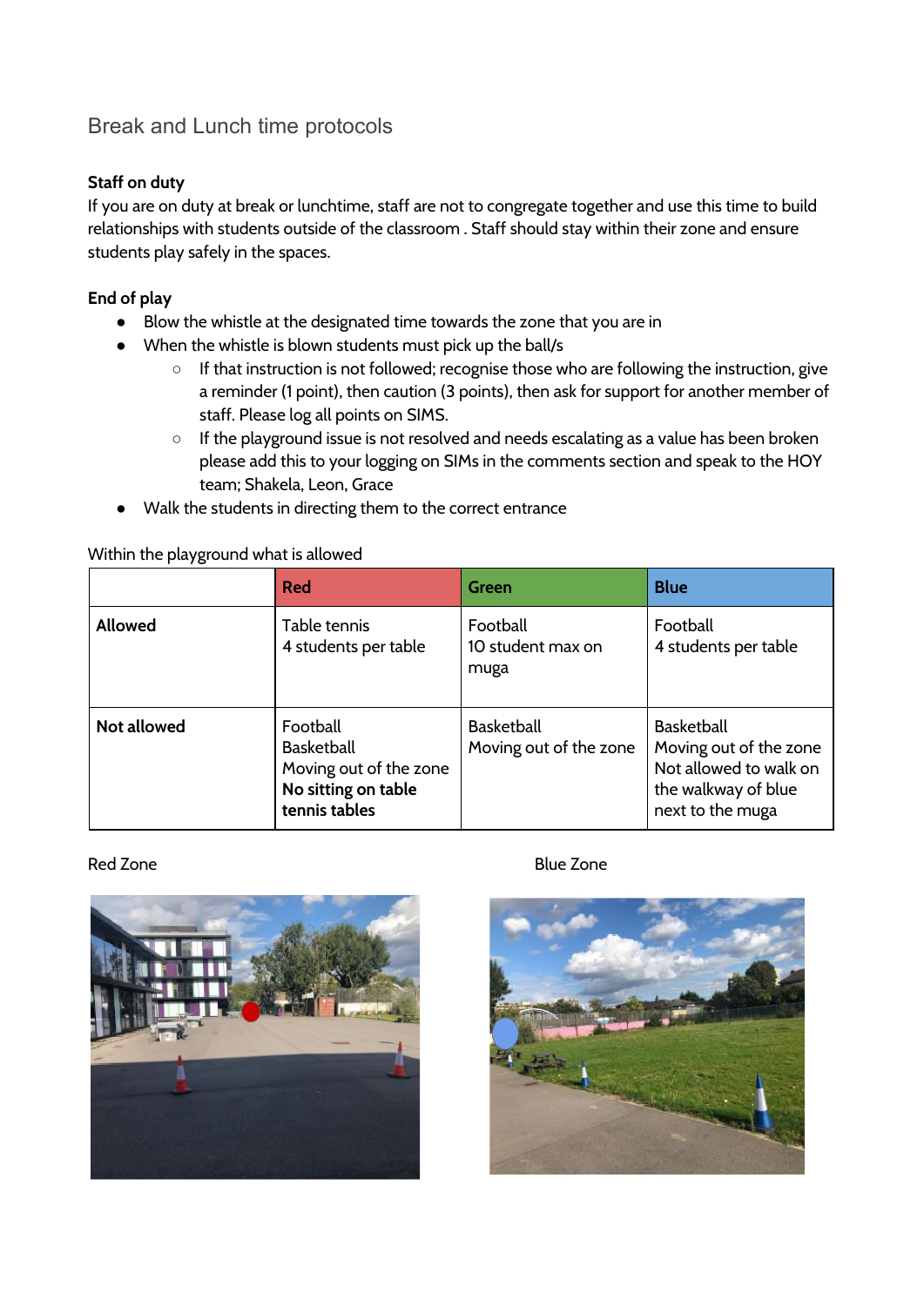## Break and Lunch time protocols

**Staff on duty**

If you are on duty at break or lunchtime, staff are not to congregate together and use this time to build relationships with students outside of the classroom . Staff should stay within their zone and ensure students play safely in the spaces.

**End of play**

- Blow the whistle at the designated time towards the zone that you are in
- When the whistle is blown students must pick up the ball/s
    - If that instruction is not followed; recognise those who are following the instruction, give a reminder (1 point), then caution (3 points), then ask for support for another member of staff. Please log all points on SIMS.
    - If the playground issue is not resolved and needs escalating as a value has been broken please add this to your logging on SIMs in the comments section and speak to the HOY team; Shakela, Leon, Grace
- Walk the students in directing them to the correct entrance

Within the playground what is allowed

| | Red | Green | Blue |
|---|---|---|---|
| **Allowed** | Table tennis<br>4 students per table | Football<br>10 student max on muga | Football<br>4 students per table |
| **Not allowed** | Football<br>Basketball<br>Moving out of the zone<br>**No sitting on table tennis tables** | Basketball<br>Moving out of the zone | Basketball<br>Moving out of the zone<br>Not allowed to walk on the walkway of blue next to the muga |

Red Zone

Blue Zone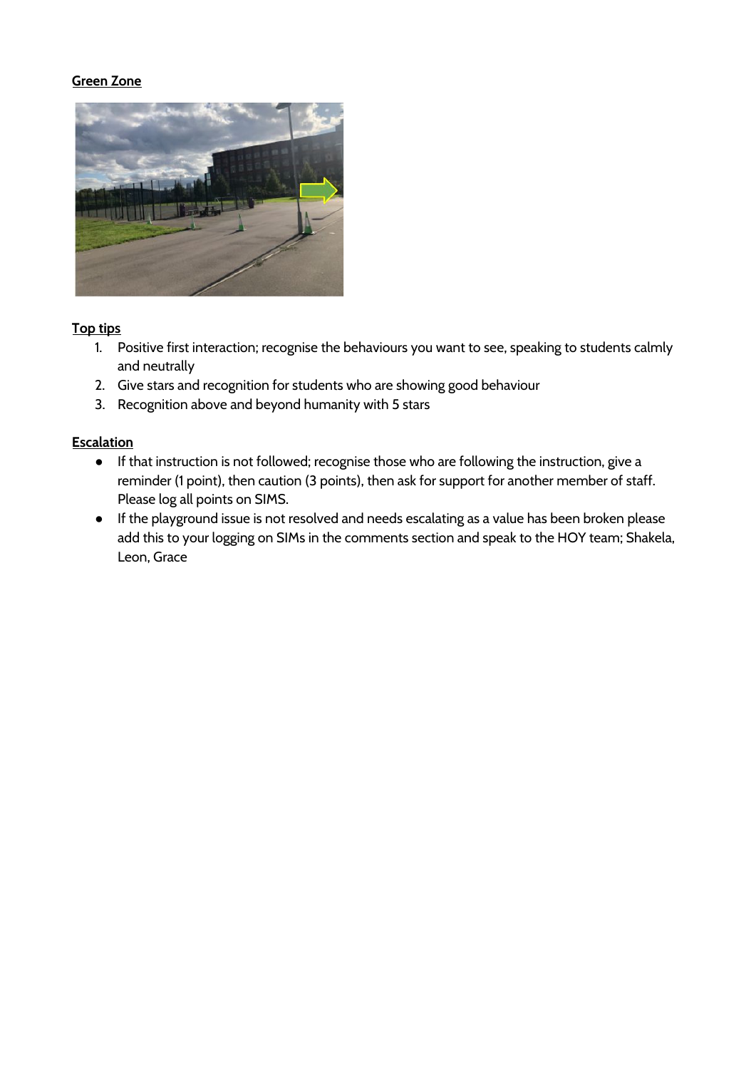**Green Zone**

**Top tips**

1. Positive first interaction; recognise the behaviours you want to see, speaking to students calmly and neutrally
2. Give stars and recognition for students who are showing good behaviour
3. Recognition above and beyond humanity with 5 stars

**Escalation**

- If that instruction is not followed; recognise those who are following the instruction, give a reminder (1 point), then caution (3 points), then ask for support for another member of staff. Please log all points on SIMS.
- If the playground issue is not resolved and needs escalating as a value has been broken please add this to your logging on SIMs in the comments section and speak to the HOY team; Shakela, Leon, Grace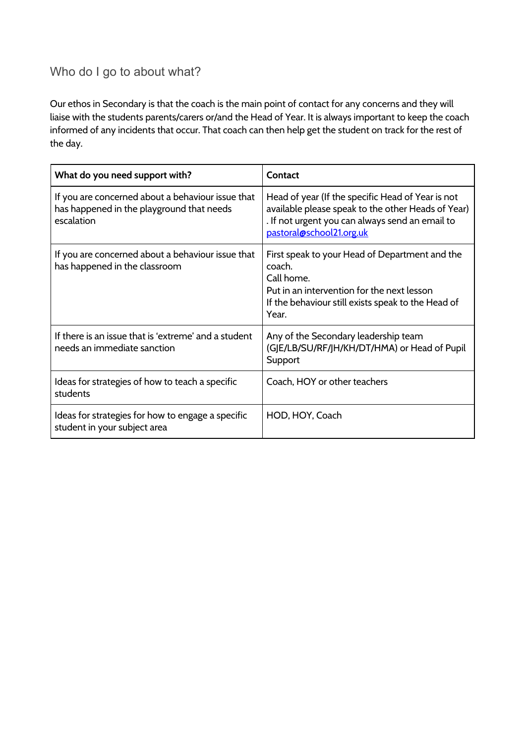## Who do I go to about what?

Our ethos in Secondary is that the coach is the main point of contact for any concerns and they will liaise with the students parents/carers or/and the Head of Year. It is always important to keep the coach informed of any incidents that occur. That coach can then help get the student on track for the rest of the day.

| What do you need support with? | Contact |
|---|---|
| If you are concerned about a behaviour issue that has happened in the playground that needs escalation | Head of year (If the specific Head of Year is not available please speak to the other Heads of Year) . If not urgent you can always send an email to pastoral@school21.org.uk |
| If you are concerned about a behaviour issue that has happened in the classroom | First speak to your Head of Department and the coach.<br>Call home.<br>Put in an intervention for the next lesson<br>If the behaviour still exists speak to the Head of Year. |
| If there is an issue that is 'extreme' and a student needs an immediate sanction | Any of the Secondary leadership team (GJE/LB/SU/RF/JH/KH/DT/HMA) or Head of Pupil Support |
| Ideas for strategies of how to teach a specific students | Coach, HOY or other teachers |
| Ideas for strategies for how to engage a specific student in your subject area | HOD, HOY, Coach |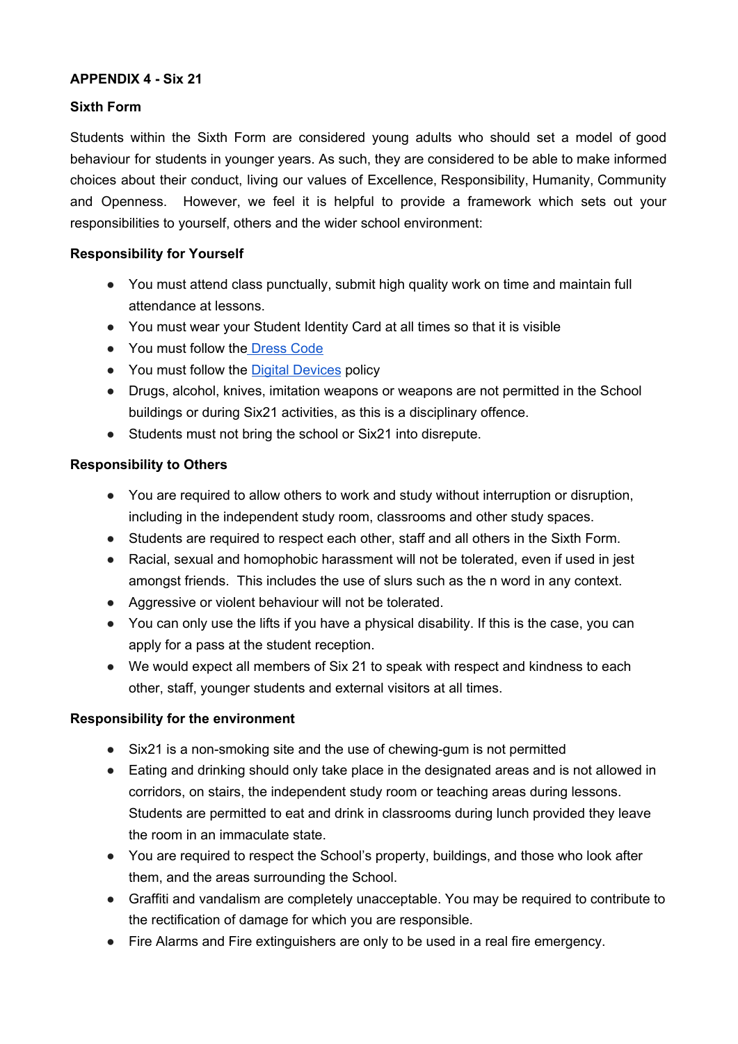**APPENDIX 4 - Six 21**

**Sixth Form**

Students within the Sixth Form are considered young adults who should set a model of good behaviour for students in younger years. As such, they are considered to be able to make informed choices about their conduct, living our values of Excellence, Responsibility, Humanity, Community and Openness. However, we feel it is helpful to provide a framework which sets out your responsibilities to yourself, others and the wider school environment:

**Responsibility for Yourself**

- You must attend class punctually, submit high quality work on time and maintain full attendance at lessons.
- You must wear your Student Identity Card at all times so that it is visible
- You must follow the Dress Code
- You must follow the Digital Devices policy
- Drugs, alcohol, knives, imitation weapons or weapons are not permitted in the School buildings or during Six21 activities, as this is a disciplinary offence.
- Students must not bring the school or Six21 into disrepute.

**Responsibility to Others**

- You are required to allow others to work and study without interruption or disruption, including in the independent study room, classrooms and other study spaces.
- Students are required to respect each other, staff and all others in the Sixth Form.
- Racial, sexual and homophobic harassment will not be tolerated, even if used in jest amongst friends. This includes the use of slurs such as the n word in any context.
- Aggressive or violent behaviour will not be tolerated.
- You can only use the lifts if you have a physical disability. If this is the case, you can apply for a pass at the student reception.
- We would expect all members of Six 21 to speak with respect and kindness to each other, staff, younger students and external visitors at all times.

**Responsibility for the environment**

- Six21 is a non-smoking site and the use of chewing-gum is not permitted
- Eating and drinking should only take place in the designated areas and is not allowed in corridors, on stairs, the independent study room or teaching areas during lessons. Students are permitted to eat and drink in classrooms during lunch provided they leave the room in an immaculate state.
- You are required to respect the School's property, buildings, and those who look after them, and the areas surrounding the School.
- Graffiti and vandalism are completely unacceptable. You may be required to contribute to the rectification of damage for which you are responsible.
- Fire Alarms and Fire extinguishers are only to be used in a real fire emergency.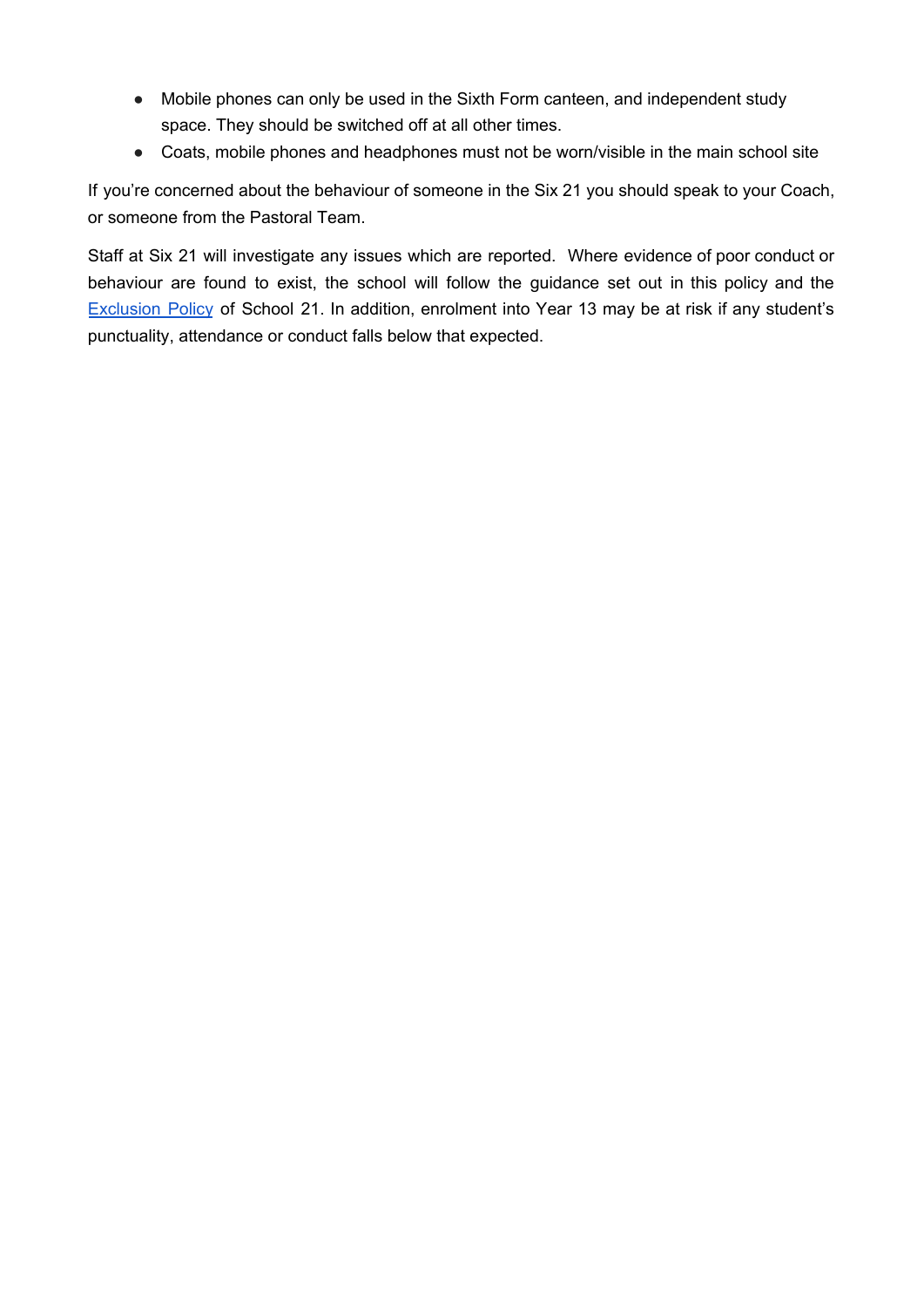- Mobile phones can only be used in the Sixth Form canteen, and independent study space. They should be switched off at all other times.
- Coats, mobile phones and headphones must not be worn/visible in the main school site

If you're concerned about the behaviour of someone in the Six 21 you should speak to your Coach, or someone from the Pastoral Team.

Staff at Six 21 will investigate any issues which are reported. Where evidence of poor conduct or behaviour are found to exist, the school will follow the guidance set out in this policy and the Exclusion Policy of School 21. In addition, enrolment into Year 13 may be at risk if any student's punctuality, attendance or conduct falls below that expected.